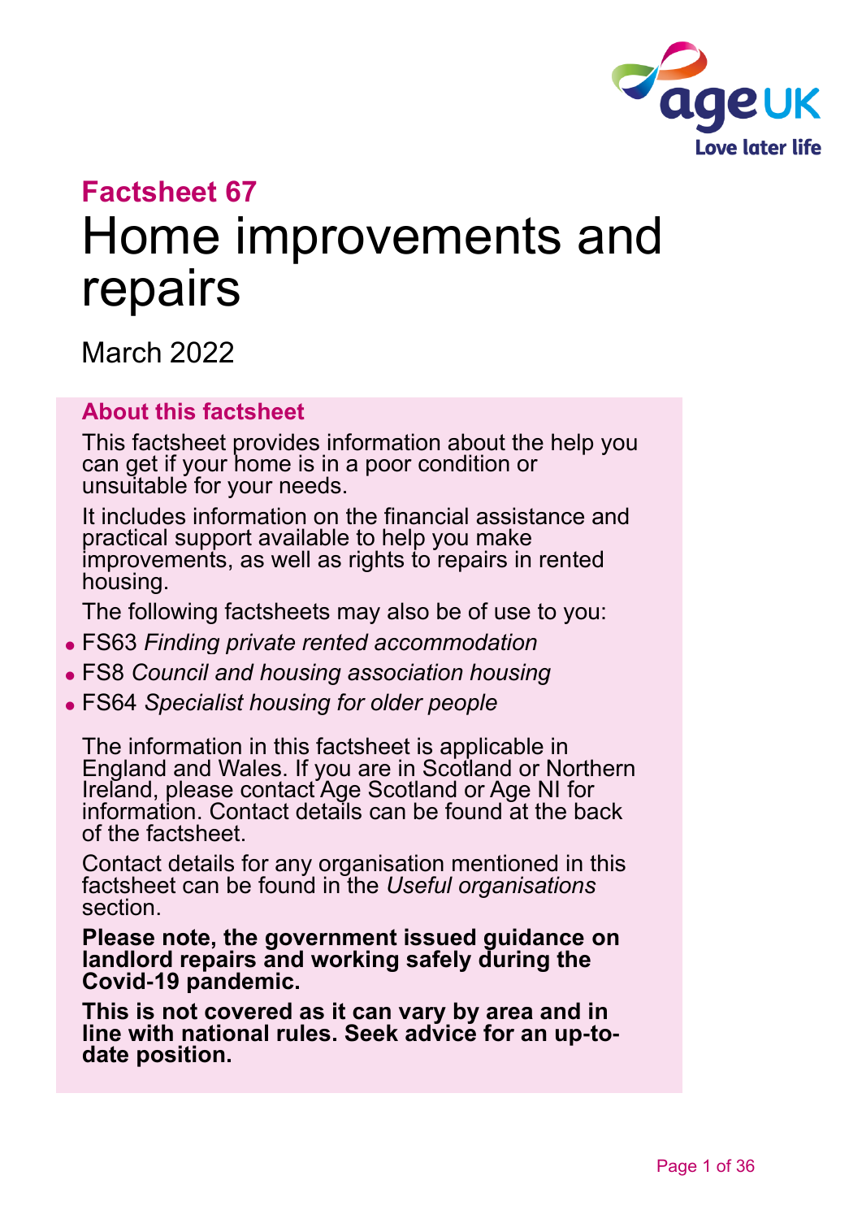## Factsheet 67

# Home improvements and repairs

March 2022

### About this factsheet

This factsheet provides information about the help you can get if your home is in a poor condition or unsuitable for your needs.

It includes information on the financial assistance and practical support available to help you make improvements, as well as rights to repairs in rented housing.

The following factsheets may also be of use to you:

- FS63 *Finding private rented accommodation*
- FS8 *Council and housing association housing*
- FS64 *Specialist housing for older people*

The information in this factsheet is applicable in England and Wales. If you are in Scotland or Northern Ireland, please contact Age Scotland or Age NI for information. Contact details can be found at the back of the factsheet.

Contact details for any organisation mentioned in this factsheet can be found in the *Useful organisations* section.

**Please note, the government issued guidance on landlord repairs and working safely during the Covid-19 pandemic.**

**This is not covered as it can vary by area and in line with national rules. Seek advice for an up-to-date position.**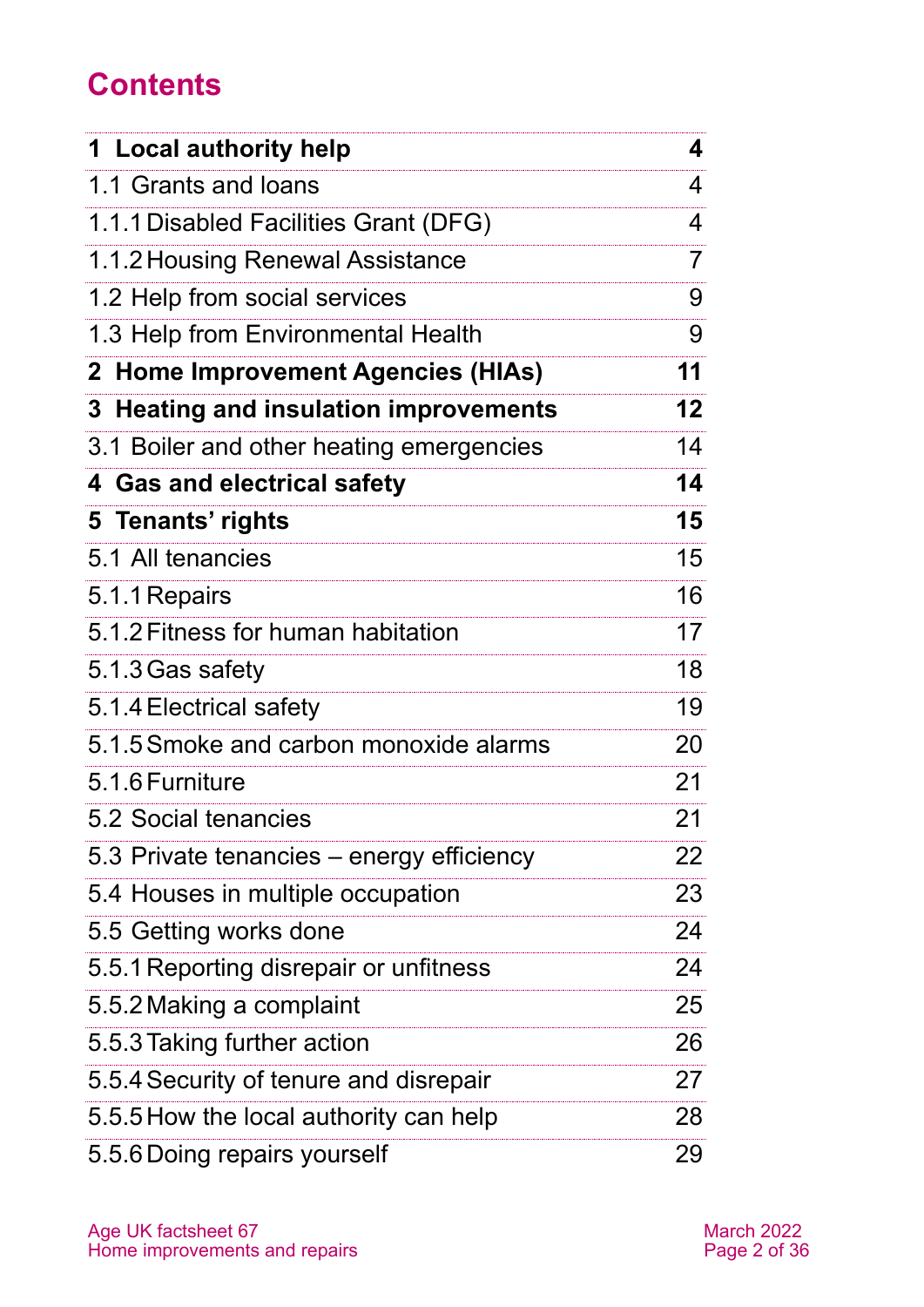# Contents

| | |
|---|---|
| **1 Local authority help** | **4** |
| 1.1 Grants and loans | 4 |
| 1.1.1 Disabled Facilities Grant (DFG) | 4 |
| 1.1.2 Housing Renewal Assistance | 7 |
| 1.2 Help from social services | 9 |
| 1.3 Help from Environmental Health | 9 |
| **2 Home Improvement Agencies (HIAs)** | **11** |
| **3 Heating and insulation improvements** | **12** |
| 3.1 Boiler and other heating emergencies | 14 |
| **4 Gas and electrical safety** | **14** |
| **5 Tenants' rights** | **15** |
| 5.1 All tenancies | 15 |
| 5.1.1 Repairs | 16 |
| 5.1.2 Fitness for human habitation | 17 |
| 5.1.3 Gas safety | 18 |
| 5.1.4 Electrical safety | 19 |
| 5.1.5 Smoke and carbon monoxide alarms | 20 |
| 5.1.6 Furniture | 21 |
| 5.2 Social tenancies | 21 |
| 5.3 Private tenancies – energy efficiency | 22 |
| 5.4 Houses in multiple occupation | 23 |
| 5.5 Getting works done | 24 |
| 5.5.1 Reporting disrepair or unfitness | 24 |
| 5.5.2 Making a complaint | 25 |
| 5.5.3 Taking further action | 26 |
| 5.5.4 Security of tenure and disrepair | 27 |
| 5.5.5 How the local authority can help | 28 |
| 5.5.6 Doing repairs yourself | 29 |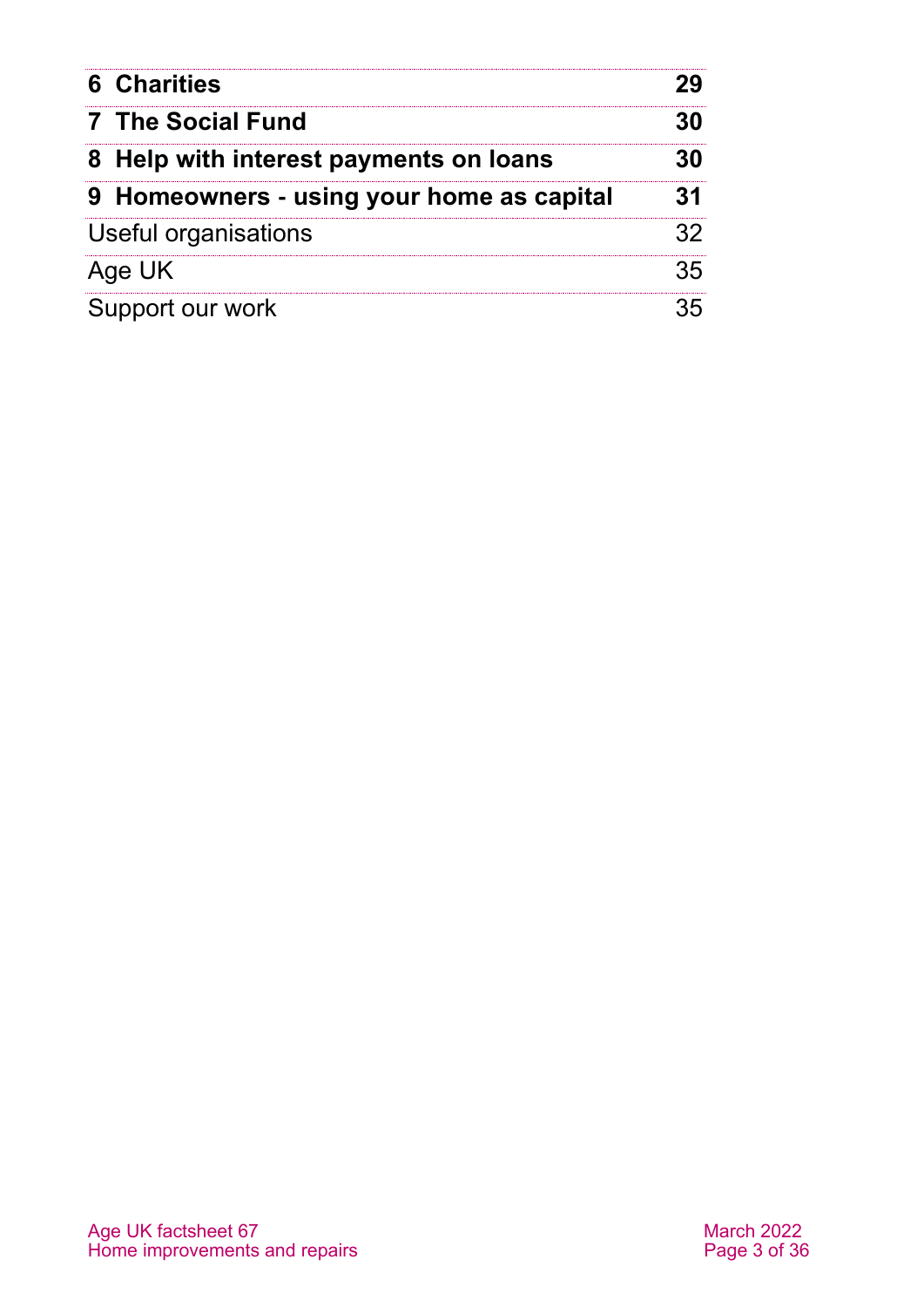| | |
|---|---|
| **6 Charities** | **29** |
| **7 The Social Fund** | **30** |
| **8 Help with interest payments on loans** | **30** |
| **9 Homeowners - using your home as capital** | **31** |
| Useful organisations | 32 |
| Age UK | 35 |
| Support our work | 35 |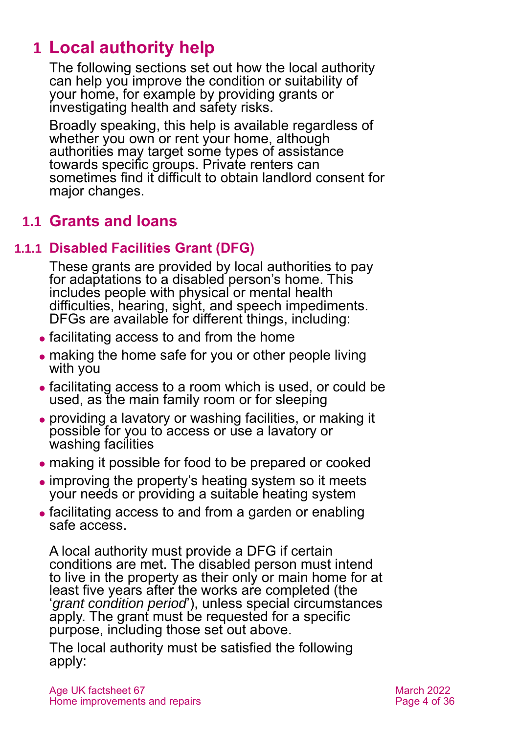# 1 Local authority help

The following sections set out how the local authority can help you improve the condition or suitability of your home, for example by providing grants or investigating health and safety risks.

Broadly speaking, this help is available regardless of whether you own or rent your home, although authorities may target some types of assistance towards specific groups. Private renters can sometimes find it difficult to obtain landlord consent for major changes.

## 1.1 Grants and loans

### 1.1.1 Disabled Facilities Grant (DFG)

These grants are provided by local authorities to pay for adaptations to a disabled person's home. This includes people with physical or mental health difficulties, hearing, sight, and speech impediments. DFGs are available for different things, including:

- facilitating access to and from the home
- making the home safe for you or other people living with you
- facilitating access to a room which is used, or could be used, as the main family room or for sleeping
- providing a lavatory or washing facilities, or making it possible for you to access or use a lavatory or washing facilities
- making it possible for food to be prepared or cooked
- improving the property's heating system so it meets your needs or providing a suitable heating system
- facilitating access to and from a garden or enabling safe access.

A local authority must provide a DFG if certain conditions are met. The disabled person must intend to live in the property as their only or main home for at least five years after the works are completed (the '*grant condition period*'), unless special circumstances apply. The grant must be requested for a specific purpose, including those set out above.

The local authority must be satisfied the following apply: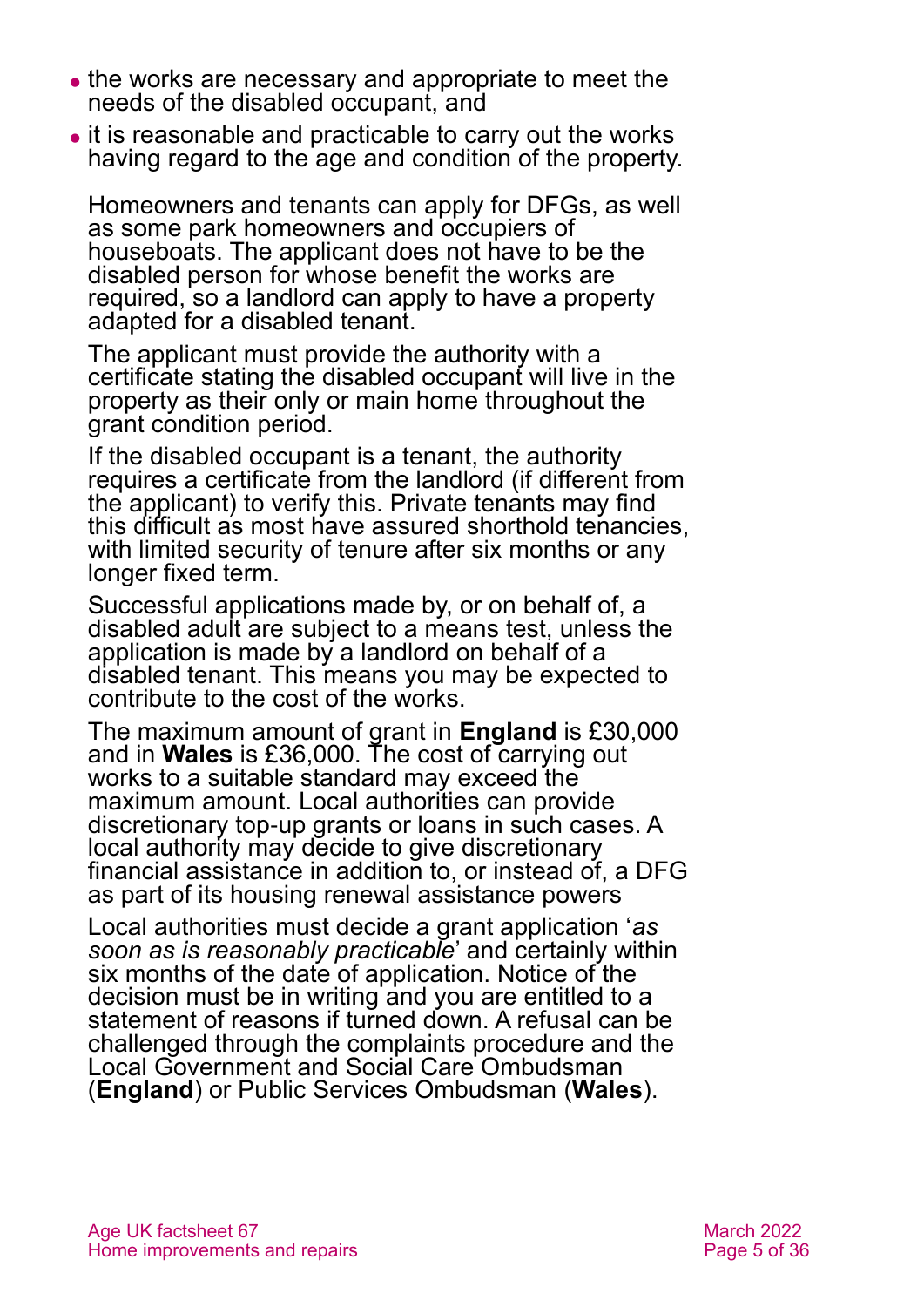- the works are necessary and appropriate to meet the needs of the disabled occupant, and
- it is reasonable and practicable to carry out the works having regard to the age and condition of the property.

Homeowners and tenants can apply for DFGs, as well as some park homeowners and occupiers of houseboats. The applicant does not have to be the disabled person for whose benefit the works are required, so a landlord can apply to have a property adapted for a disabled tenant.

The applicant must provide the authority with a certificate stating the disabled occupant will live in the property as their only or main home throughout the grant condition period.

If the disabled occupant is a tenant, the authority requires a certificate from the landlord (if different from the applicant) to verify this. Private tenants may find this difficult as most have assured shorthold tenancies, with limited security of tenure after six months or any longer fixed term.

Successful applications made by, or on behalf of, a disabled adult are subject to a means test, unless the application is made by a landlord on behalf of a disabled tenant. This means you may be expected to contribute to the cost of the works.

The maximum amount of grant in **England** is £30,000 and in **Wales** is £36,000. The cost of carrying out works to a suitable standard may exceed the maximum amount. Local authorities can provide discretionary top-up grants or loans in such cases. A local authority may decide to give discretionary financial assistance in addition to, or instead of, a DFG as part of its housing renewal assistance powers

Local authorities must decide a grant application '*as soon as is reasonably practicable*' and certainly within six months of the date of application. Notice of the decision must be in writing and you are entitled to a statement of reasons if turned down. A refusal can be challenged through the complaints procedure and the Local Government and Social Care Ombudsman (**England**) or Public Services Ombudsman (**Wales**).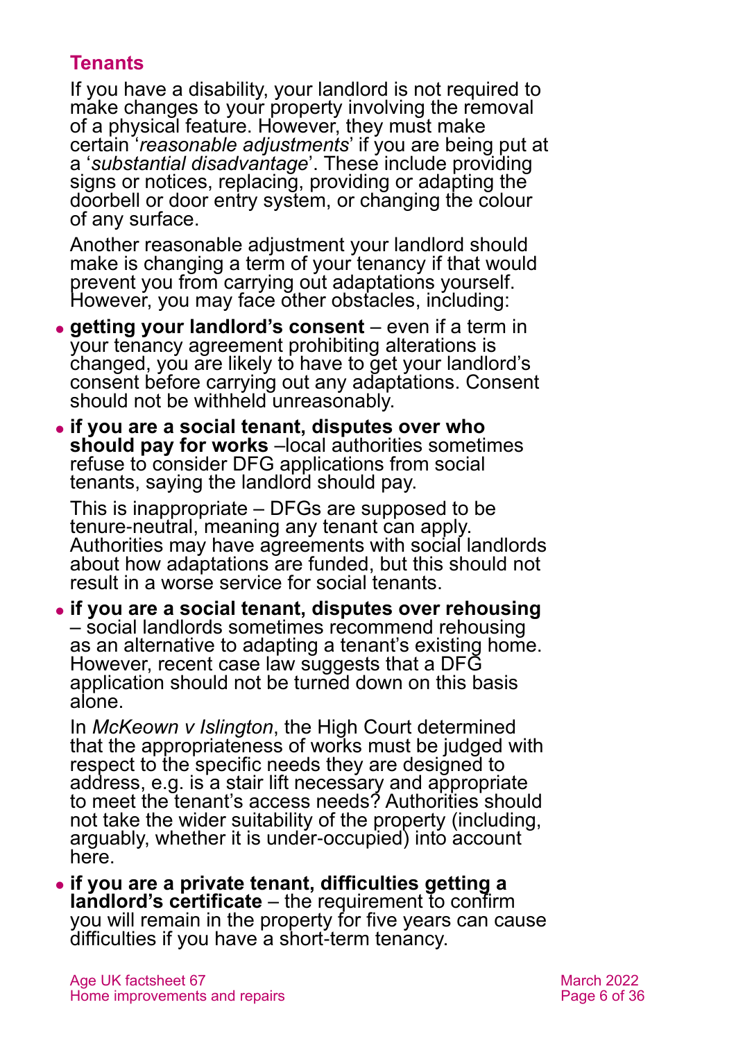## Tenants

If you have a disability, your landlord is not required to make changes to your property involving the removal of a physical feature. However, they must make certain '*reasonable adjustments*' if you are being put at a '*substantial disadvantage*'. These include providing signs or notices, replacing, providing or adapting the doorbell or door entry system, or changing the colour of any surface.

Another reasonable adjustment your landlord should make is changing a term of your tenancy if that would prevent you from carrying out adaptations yourself. However, you may face other obstacles, including:

- **getting your landlord's consent** – even if a term in your tenancy agreement prohibiting alterations is changed, you are likely to have to get your landlord's consent before carrying out any adaptations. Consent should not be withheld unreasonably.
- **if you are a social tenant, disputes over who should pay for works** –local authorities sometimes refuse to consider DFG applications from social tenants, saying the landlord should pay.

  This is inappropriate – DFGs are supposed to be tenure-neutral, meaning any tenant can apply. Authorities may have agreements with social landlords about how adaptations are funded, but this should not result in a worse service for social tenants.
- **if you are a social tenant, disputes over rehousing** – social landlords sometimes recommend rehousing as an alternative to adapting a tenant's existing home. However, recent case law suggests that a DFG application should not be turned down on this basis alone.

  In *McKeown v Islington*, the High Court determined that the appropriateness of works must be judged with respect to the specific needs they are designed to address, e.g. is a stair lift necessary and appropriate to meet the tenant's access needs? Authorities should not take the wider suitability of the property (including, arguably, whether it is under-occupied) into account here.
- **if you are a private tenant, difficulties getting a landlord's certificate** – the requirement to confirm you will remain in the property for five years can cause difficulties if you have a short-term tenancy.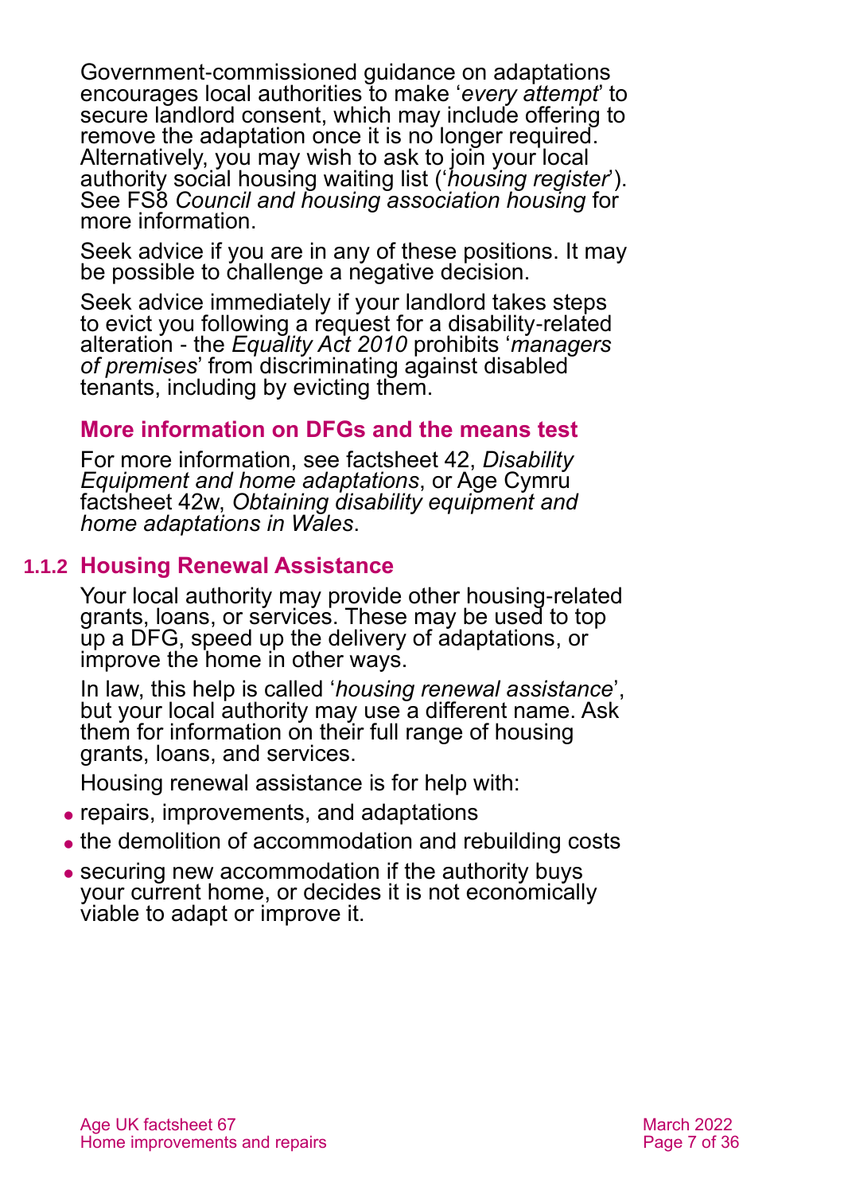Government-commissioned guidance on adaptations encourages local authorities to make '*every attempt*' to secure landlord consent, which may include offering to remove the adaptation once it is no longer required. Alternatively, you may wish to ask to join your local authority social housing waiting list ('*housing register*'). See FS8 *Council and housing association housing* for more information.

Seek advice if you are in any of these positions. It may be possible to challenge a negative decision.

Seek advice immediately if your landlord takes steps to evict you following a request for a disability-related alteration - the *Equality Act 2010* prohibits '*managers of premises*' from discriminating against disabled tenants, including by evicting them.

#### More information on DFGs and the means test

For more information, see factsheet 42, *Disability Equipment and home adaptations*, or Age Cymru factsheet 42w, *Obtaining disability equipment and home adaptations in Wales*.

### 1.1.2 Housing Renewal Assistance

Your local authority may provide other housing-related grants, loans, or services. These may be used to top up a DFG, speed up the delivery of adaptations, or improve the home in other ways.

In law, this help is called '*housing renewal assistance*', but your local authority may use a different name. Ask them for information on their full range of housing grants, loans, and services.

Housing renewal assistance is for help with:

- repairs, improvements, and adaptations
- the demolition of accommodation and rebuilding costs
- securing new accommodation if the authority buys your current home, or decides it is not economically viable to adapt or improve it.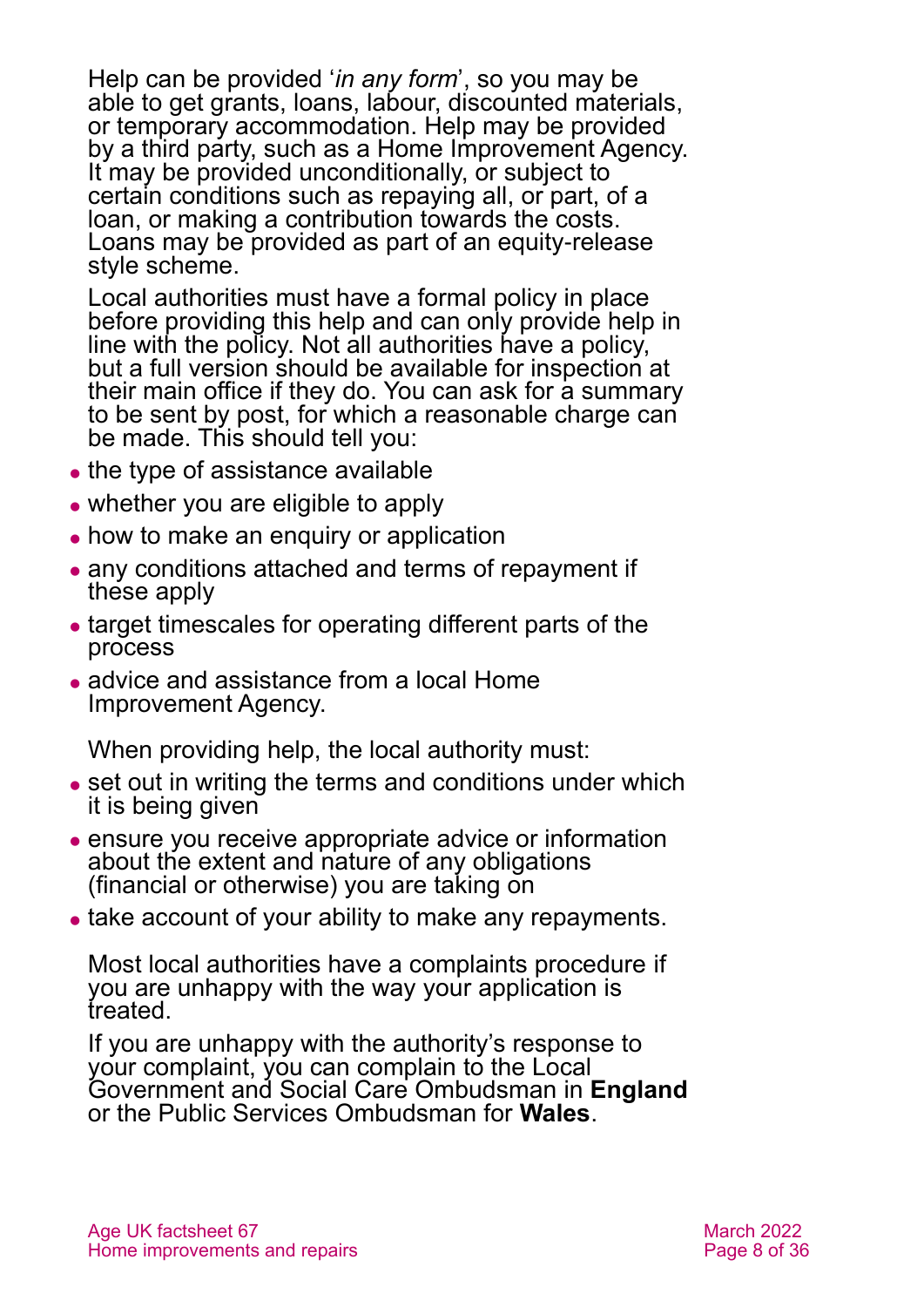Help can be provided '*in any form*', so you may be able to get grants, loans, labour, discounted materials, or temporary accommodation. Help may be provided by a third party, such as a Home Improvement Agency. It may be provided unconditionally, or subject to certain conditions such as repaying all, or part, of a loan, or making a contribution towards the costs. Loans may be provided as part of an equity-release style scheme.

Local authorities must have a formal policy in place before providing this help and can only provide help in line with the policy. Not all authorities have a policy, but a full version should be available for inspection at their main office if they do. You can ask for a summary to be sent by post, for which a reasonable charge can be made. This should tell you:

- the type of assistance available
- whether you are eligible to apply
- how to make an enquiry or application
- any conditions attached and terms of repayment if these apply
- target timescales for operating different parts of the process
- advice and assistance from a local Home Improvement Agency.

When providing help, the local authority must:

- set out in writing the terms and conditions under which it is being given
- ensure you receive appropriate advice or information about the extent and nature of any obligations (financial or otherwise) you are taking on
- take account of your ability to make any repayments.

Most local authorities have a complaints procedure if you are unhappy with the way your application is treated.

If you are unhappy with the authority's response to your complaint, you can complain to the Local Government and Social Care Ombudsman in **England** or the Public Services Ombudsman for **Wales**.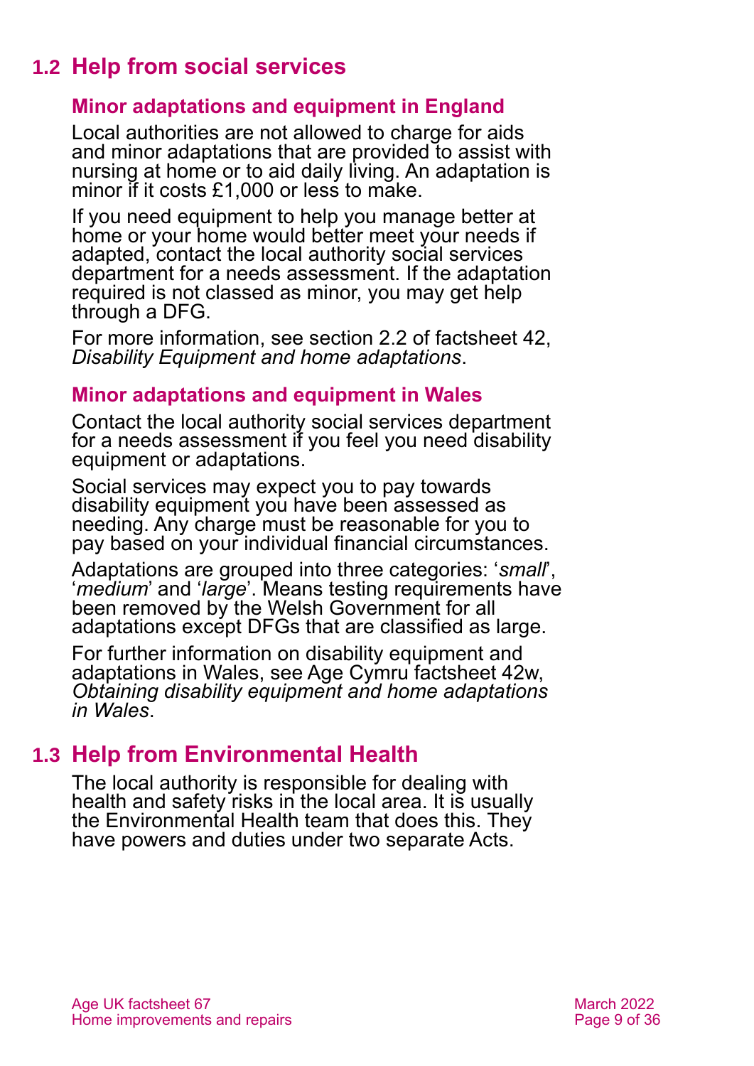## 1.2 Help from social services

### Minor adaptations and equipment in England

Local authorities are not allowed to charge for aids and minor adaptations that are provided to assist with nursing at home or to aid daily living. An adaptation is minor if it costs £1,000 or less to make.

If you need equipment to help you manage better at home or your home would better meet your needs if adapted, contact the local authority social services department for a needs assessment. If the adaptation required is not classed as minor, you may get help through a DFG.

For more information, see section 2.2 of factsheet 42, *Disability Equipment and home adaptations*.

### Minor adaptations and equipment in Wales

Contact the local authority social services department for a needs assessment if you feel you need disability equipment or adaptations.

Social services may expect you to pay towards disability equipment you have been assessed as needing. Any charge must be reasonable for you to pay based on your individual financial circumstances.

Adaptations are grouped into three categories: '*small*', '*medium*' and '*large*'. Means testing requirements have been removed by the Welsh Government for all adaptations except DFGs that are classified as large.

For further information on disability equipment and adaptations in Wales, see Age Cymru factsheet 42w, *Obtaining disability equipment and home adaptations in Wales*.

## 1.3 Help from Environmental Health

The local authority is responsible for dealing with health and safety risks in the local area. It is usually the Environmental Health team that does this. They have powers and duties under two separate Acts.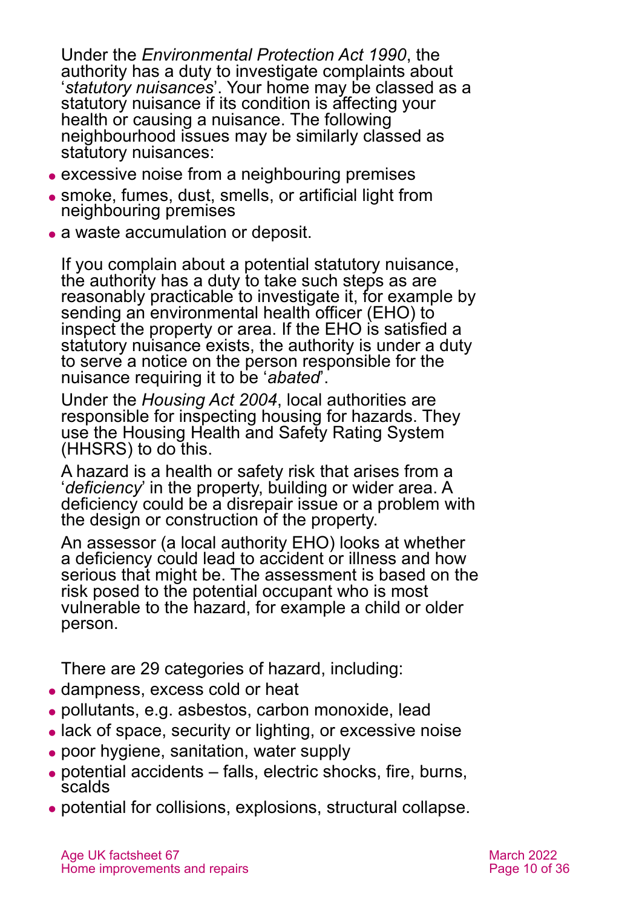Under the *Environmental Protection Act 1990*, the authority has a duty to investigate complaints about '*statutory nuisances*'. Your home may be classed as a statutory nuisance if its condition is affecting your health or causing a nuisance. The following neighbourhood issues may be similarly classed as statutory nuisances:

- excessive noise from a neighbouring premises
- smoke, fumes, dust, smells, or artificial light from neighbouring premises
- a waste accumulation or deposit.

If you complain about a potential statutory nuisance, the authority has a duty to take such steps as are reasonably practicable to investigate it, for example by sending an environmental health officer (EHO) to inspect the property or area. If the EHO is satisfied a statutory nuisance exists, the authority is under a duty to serve a notice on the person responsible for the nuisance requiring it to be '*abated*'.

Under the *Housing Act 2004*, local authorities are responsible for inspecting housing for hazards. They use the Housing Health and Safety Rating System (HHSRS) to do this.

A hazard is a health or safety risk that arises from a '*deficiency*' in the property, building or wider area. A deficiency could be a disrepair issue or a problem with the design or construction of the property.

An assessor (a local authority EHO) looks at whether a deficiency could lead to accident or illness and how serious that might be. The assessment is based on the risk posed to the potential occupant who is most vulnerable to the hazard, for example a child or older person.

There are 29 categories of hazard, including:

- dampness, excess cold or heat
- pollutants, e.g. asbestos, carbon monoxide, lead
- lack of space, security or lighting, or excessive noise
- poor hygiene, sanitation, water supply
- potential accidents – falls, electric shocks, fire, burns, scalds
- potential for collisions, explosions, structural collapse.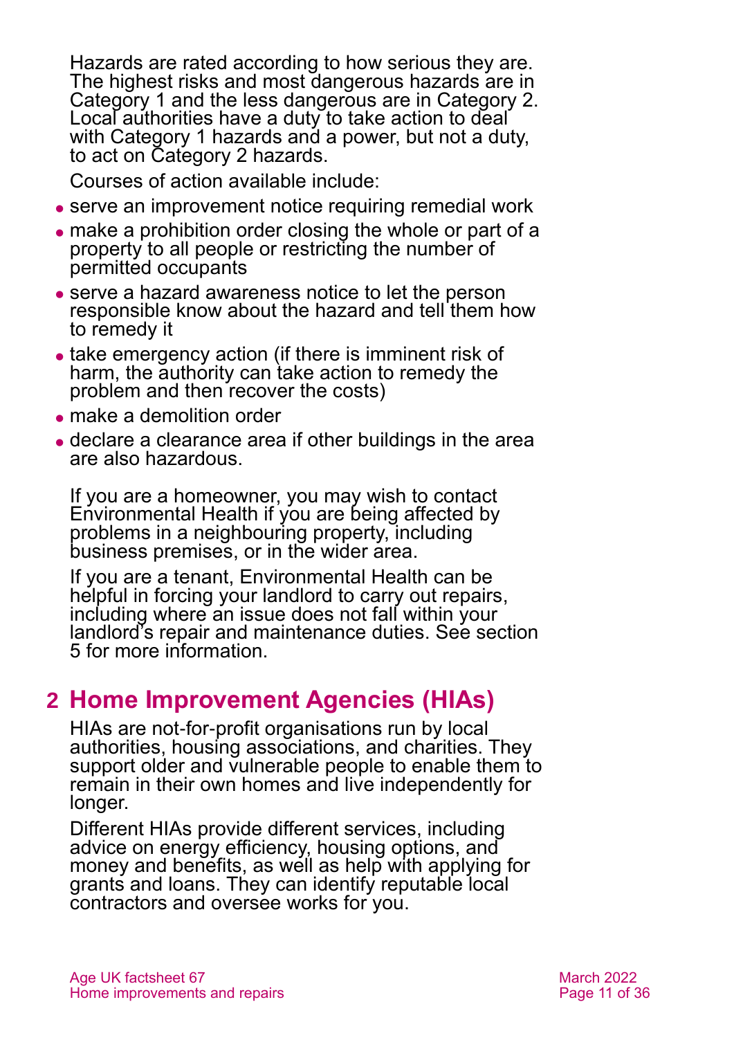Hazards are rated according to how serious they are. The highest risks and most dangerous hazards are in Category 1 and the less dangerous are in Category 2. Local authorities have a duty to take action to deal with Category 1 hazards and a power, but not a duty, to act on Category 2 hazards.

Courses of action available include:

- serve an improvement notice requiring remedial work
- make a prohibition order closing the whole or part of a property to all people or restricting the number of permitted occupants
- serve a hazard awareness notice to let the person responsible know about the hazard and tell them how to remedy it
- take emergency action (if there is imminent risk of harm, the authority can take action to remedy the problem and then recover the costs)
- make a demolition order
- declare a clearance area if other buildings in the area are also hazardous.

If you are a homeowner, you may wish to contact Environmental Health if you are being affected by problems in a neighbouring property, including business premises, or in the wider area.

If you are a tenant, Environmental Health can be helpful in forcing your landlord to carry out repairs, including where an issue does not fall within your landlord's repair and maintenance duties. See section 5 for more information.

## 2 Home Improvement Agencies (HIAs)

HIAs are not-for-profit organisations run by local authorities, housing associations, and charities. They support older and vulnerable people to enable them to remain in their own homes and live independently for longer.

Different HIAs provide different services, including advice on energy efficiency, housing options, and money and benefits, as well as help with applying for grants and loans. They can identify reputable local contractors and oversee works for you.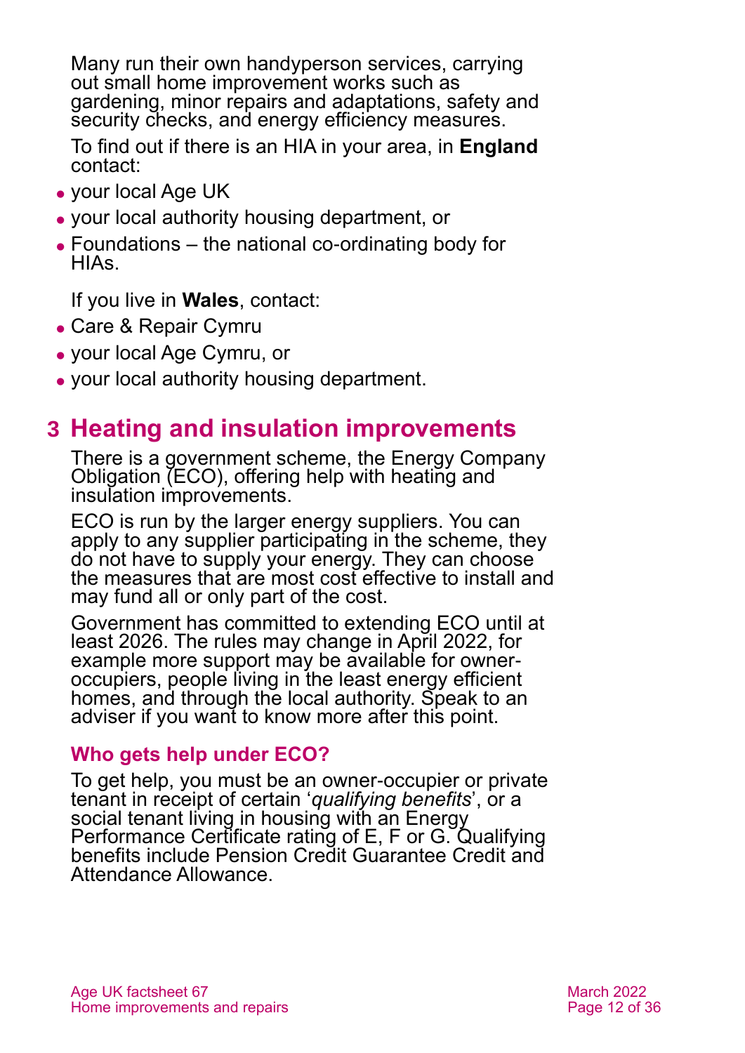Many run their own handyperson services, carrying out small home improvement works such as gardening, minor repairs and adaptations, safety and security checks, and energy efficiency measures.

To find out if there is an HIA in your area, in **England** contact:

- your local Age UK
- your local authority housing department, or
- Foundations – the national co-ordinating body for HIAs.

If you live in **Wales**, contact:

- Care & Repair Cymru
- your local Age Cymru, or
- your local authority housing department.

## 3 Heating and insulation improvements

There is a government scheme, the Energy Company Obligation (ECO), offering help with heating and insulation improvements.

ECO is run by the larger energy suppliers. You can apply to any supplier participating in the scheme, they do not have to supply your energy. They can choose the measures that are most cost effective to install and may fund all or only part of the cost.

Government has committed to extending ECO until at least 2026. The rules may change in April 2022, for example more support may be available for owner-occupiers, people living in the least energy efficient homes, and through the local authority. Speak to an adviser if you want to know more after this point.

### Who gets help under ECO?

To get help, you must be an owner-occupier or private tenant in receipt of certain '*qualifying benefits*', or a social tenant living in housing with an Energy Performance Certificate rating of E, F or G. Qualifying benefits include Pension Credit Guarantee Credit and Attendance Allowance.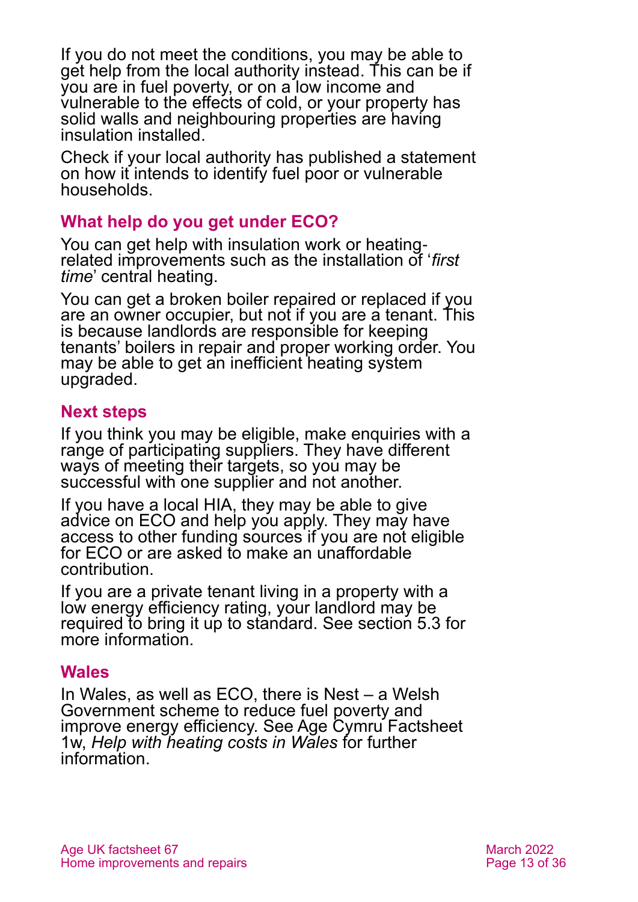If you do not meet the conditions, you may be able to get help from the local authority instead. This can be if you are in fuel poverty, or on a low income and vulnerable to the effects of cold, or your property has solid walls and neighbouring properties are having insulation installed.

Check if your local authority has published a statement on how it intends to identify fuel poor or vulnerable households.

### What help do you get under ECO?

You can get help with insulation work or heating-related improvements such as the installation of '*first time*' central heating.

You can get a broken boiler repaired or replaced if you are an owner occupier, but not if you are a tenant. This is because landlords are responsible for keeping tenants' boilers in repair and proper working order. You may be able to get an inefficient heating system upgraded.

### Next steps

If you think you may be eligible, make enquiries with a range of participating suppliers. They have different ways of meeting their targets, so you may be successful with one supplier and not another.

If you have a local HIA, they may be able to give advice on ECO and help you apply. They may have access to other funding sources if you are not eligible for ECO or are asked to make an unaffordable contribution.

If you are a private tenant living in a property with a low energy efficiency rating, your landlord may be required to bring it up to standard. See section 5.3 for more information.

### Wales

In Wales, as well as ECO, there is Nest – a Welsh Government scheme to reduce fuel poverty and improve energy efficiency. See Age Cymru Factsheet 1w, *Help with heating costs in Wales* for further information.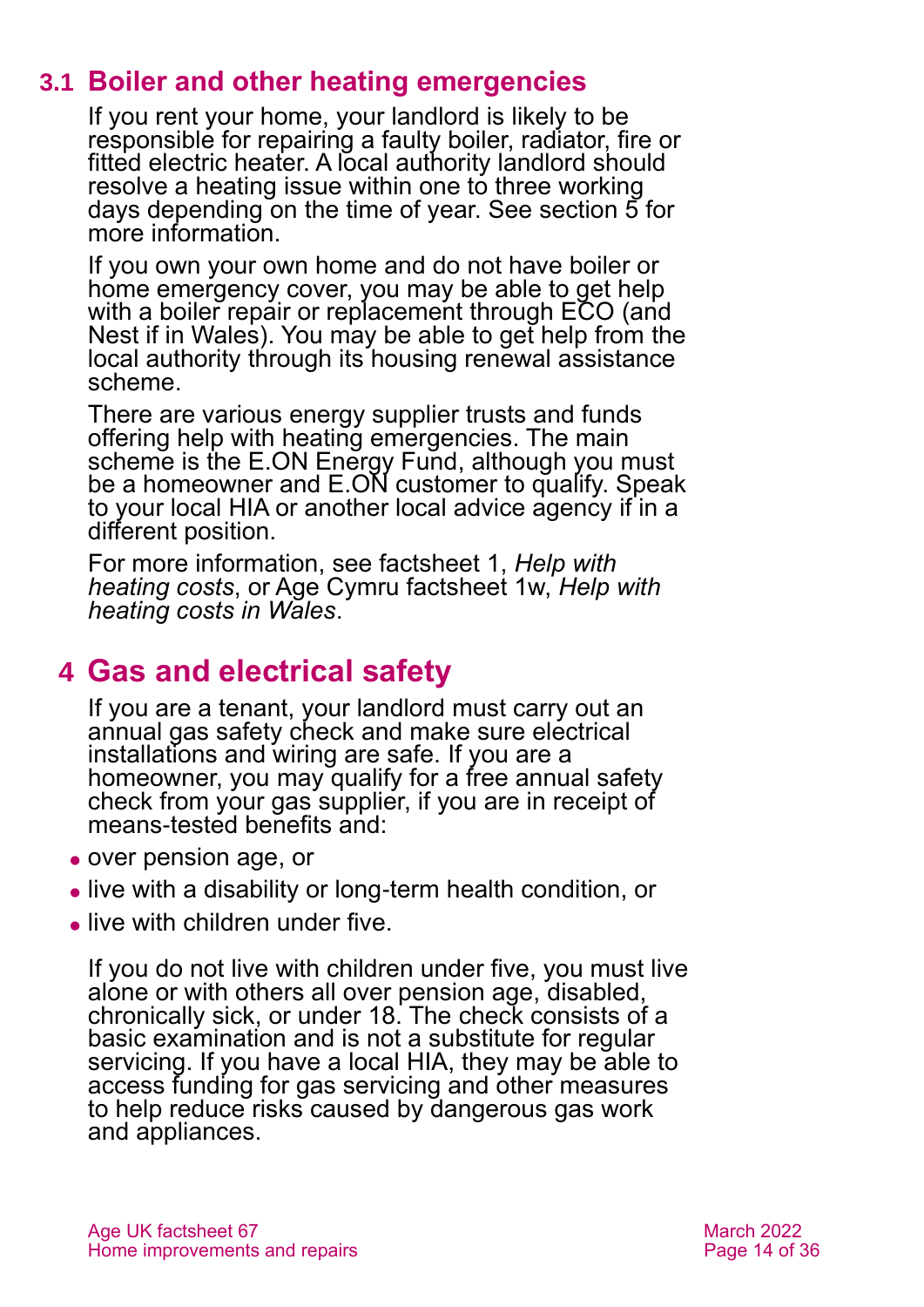## 3.1 Boiler and other heating emergencies

If you rent your home, your landlord is likely to be responsible for repairing a faulty boiler, radiator, fire or fitted electric heater. A local authority landlord should resolve a heating issue within one to three working days depending on the time of year. See section 5 for more information.

If you own your own home and do not have boiler or home emergency cover, you may be able to get help with a boiler repair or replacement through ECO (and Nest if in Wales). You may be able to get help from the local authority through its housing renewal assistance scheme.

There are various energy supplier trusts and funds offering help with heating emergencies. The main scheme is the E.ON Energy Fund, although you must be a homeowner and E.ON customer to qualify. Speak to your local HIA or another local advice agency if in a different position.

For more information, see factsheet 1, *Help with heating costs*, or Age Cymru factsheet 1w, *Help with heating costs in Wales*.

# 4 Gas and electrical safety

If you are a tenant, your landlord must carry out an annual gas safety check and make sure electrical installations and wiring are safe. If you are a homeowner, you may qualify for a free annual safety check from your gas supplier, if you are in receipt of means-tested benefits and:

- over pension age, or
- live with a disability or long-term health condition, or
- live with children under five.

If you do not live with children under five, you must live alone or with others all over pension age, disabled, chronically sick, or under 18. The check consists of a basic examination and is not a substitute for regular servicing. If you have a local HIA, they may be able to access funding for gas servicing and other measures to help reduce risks caused by dangerous gas work and appliances.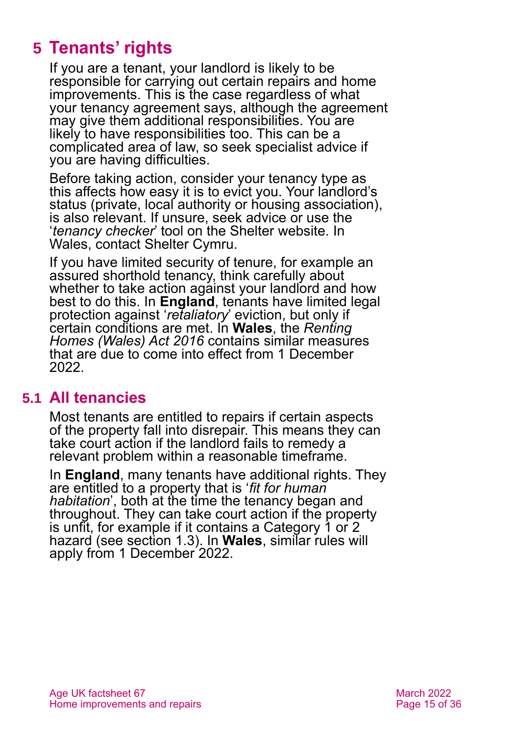# 5 Tenants' rights

If you are a tenant, your landlord is likely to be responsible for carrying out certain repairs and home improvements. This is the case regardless of what your tenancy agreement says, although the agreement may give them additional responsibilities. You are likely to have responsibilities too. This can be a complicated area of law, so seek specialist advice if you are having difficulties.

Before taking action, consider your tenancy type as this affects how easy it is to evict you. Your landlord's status (private, local authority or housing association), is also relevant. If unsure, seek advice or use the '*tenancy checker*' tool on the Shelter website. In Wales, contact Shelter Cymru.

If you have limited security of tenure, for example an assured shorthold tenancy, think carefully about whether to take action against your landlord and how best to do this. In **England**, tenants have limited legal protection against '*retaliatory*' eviction, but only if certain conditions are met. In **Wales**, the *Renting Homes (Wales) Act 2016* contains similar measures that are due to come into effect from 1 December 2022.

## 5.1 All tenancies

Most tenants are entitled to repairs if certain aspects of the property fall into disrepair. This means they can take court action if the landlord fails to remedy a relevant problem within a reasonable timeframe.

In **England**, many tenants have additional rights. They are entitled to a property that is '*fit for human habitation*', both at the time the tenancy began and throughout. They can take court action if the property is unfit, for example if it contains a Category 1 or 2 hazard (see section 1.3). In **Wales**, similar rules will apply from 1 December 2022.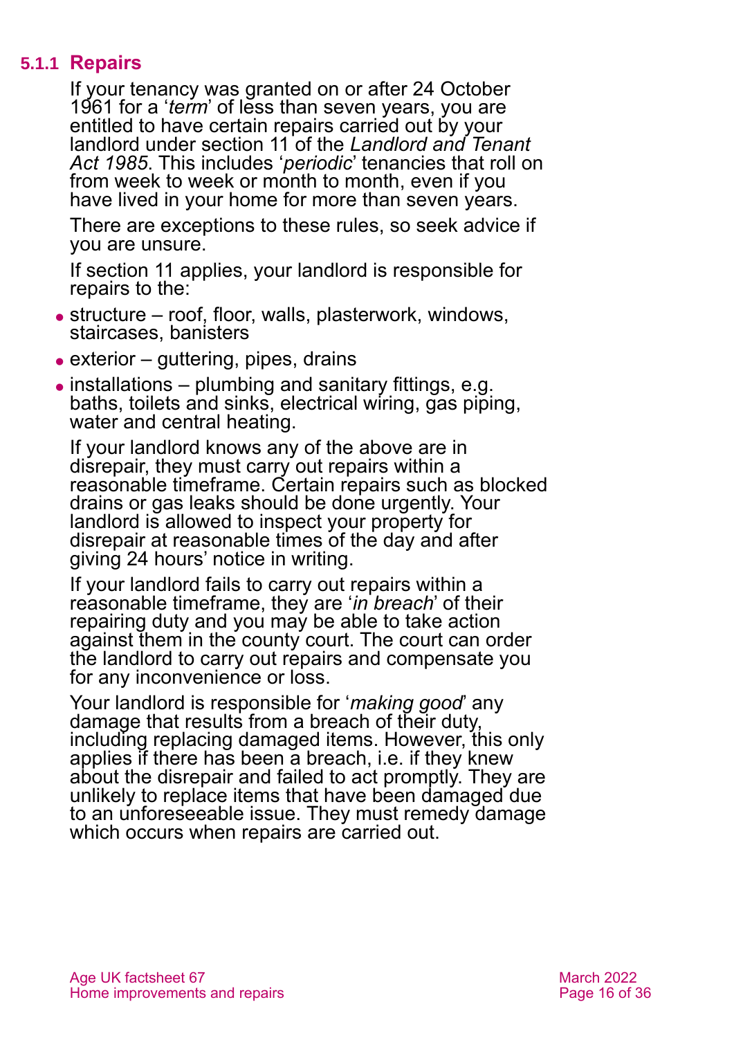### 5.1.1 Repairs

If your tenancy was granted on or after 24 October 1961 for a '*term*' of less than seven years, you are entitled to have certain repairs carried out by your landlord under section 11 of the *Landlord and Tenant Act 1985*. This includes '*periodic*' tenancies that roll on from week to week or month to month, even if you have lived in your home for more than seven years.

There are exceptions to these rules, so seek advice if you are unsure.

If section 11 applies, your landlord is responsible for repairs to the:

- structure – roof, floor, walls, plasterwork, windows, staircases, banisters
- exterior – guttering, pipes, drains
- installations – plumbing and sanitary fittings, e.g. baths, toilets and sinks, electrical wiring, gas piping, water and central heating.

If your landlord knows any of the above are in disrepair, they must carry out repairs within a reasonable timeframe. Certain repairs such as blocked drains or gas leaks should be done urgently. Your landlord is allowed to inspect your property for disrepair at reasonable times of the day and after giving 24 hours' notice in writing.

If your landlord fails to carry out repairs within a reasonable timeframe, they are '*in breach*' of their repairing duty and you may be able to take action against them in the county court. The court can order the landlord to carry out repairs and compensate you for any inconvenience or loss.

Your landlord is responsible for '*making good*' any damage that results from a breach of their duty, including replacing damaged items. However, this only applies if there has been a breach, i.e. if they knew about the disrepair and failed to act promptly. They are unlikely to replace items that have been damaged due to an unforeseeable issue. They must remedy damage which occurs when repairs are carried out.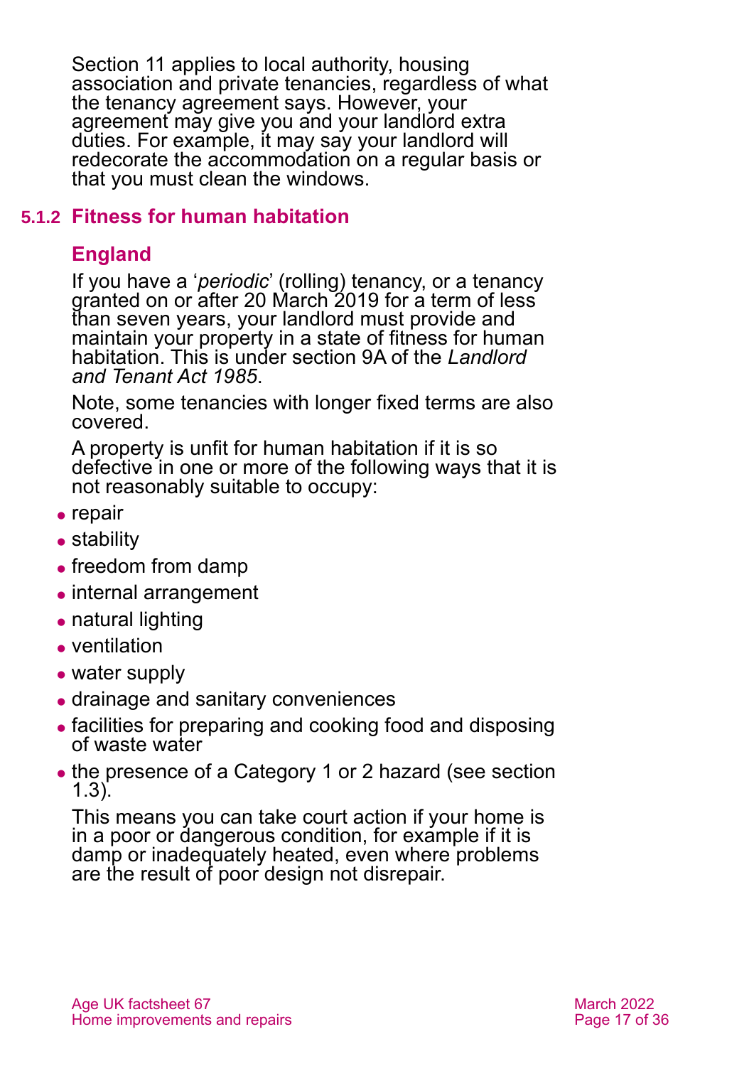Section 11 applies to local authority, housing association and private tenancies, regardless of what the tenancy agreement says. However, your agreement may give you and your landlord extra duties. For example, it may say your landlord will redecorate the accommodation on a regular basis or that you must clean the windows.

### 5.1.2 Fitness for human habitation

#### England

If you have a '*periodic*' (rolling) tenancy, or a tenancy granted on or after 20 March 2019 for a term of less than seven years, your landlord must provide and maintain your property in a state of fitness for human habitation. This is under section 9A of the *Landlord and Tenant Act 1985*.

Note, some tenancies with longer fixed terms are also covered.

A property is unfit for human habitation if it is so defective in one or more of the following ways that it is not reasonably suitable to occupy:

- repair
- stability
- freedom from damp
- internal arrangement
- natural lighting
- ventilation
- water supply
- drainage and sanitary conveniences
- facilities for preparing and cooking food and disposing of waste water
- the presence of a Category 1 or 2 hazard (see section 1.3).

This means you can take court action if your home is in a poor or dangerous condition, for example if it is damp or inadequately heated, even where problems are the result of poor design not disrepair.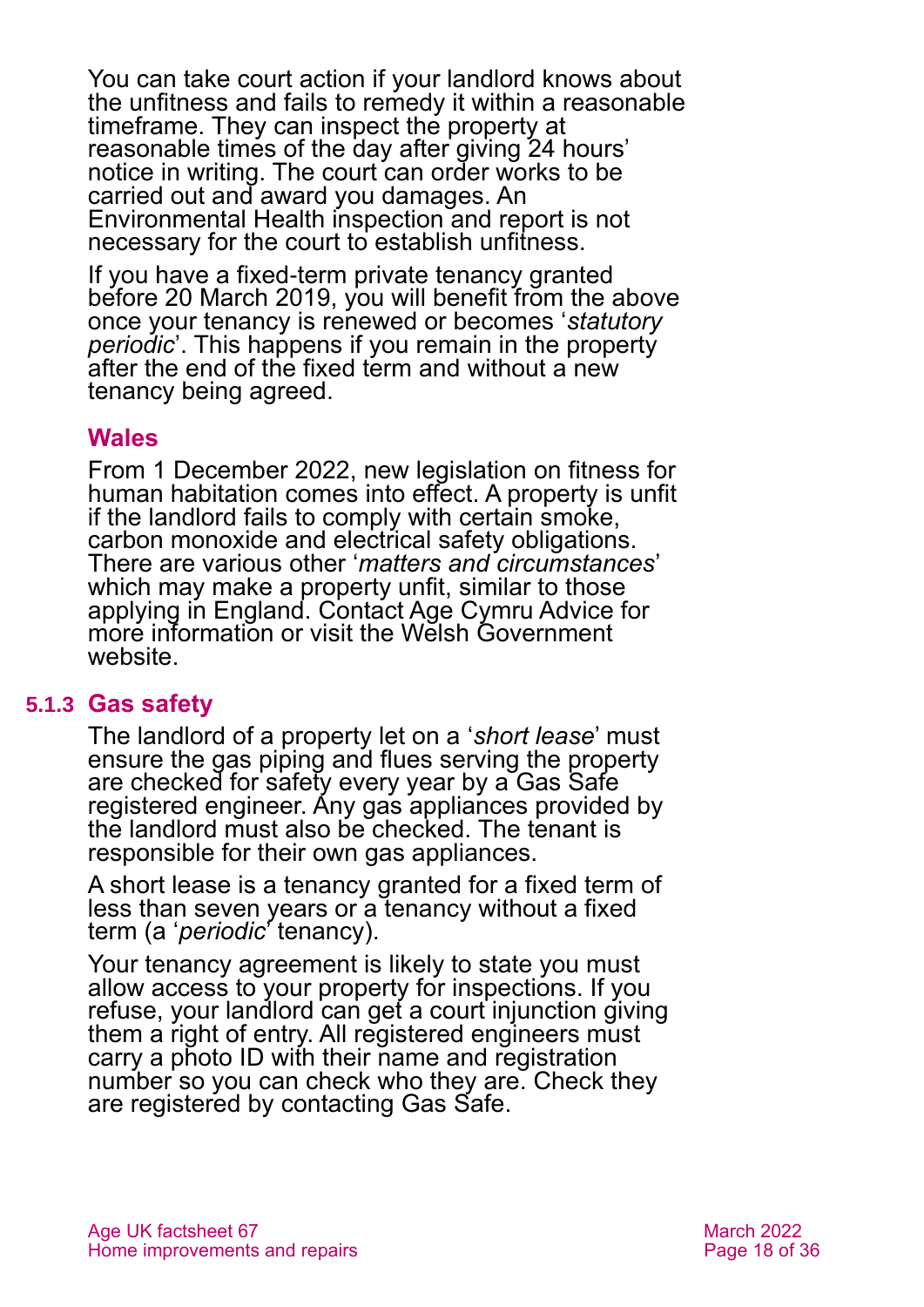You can take court action if your landlord knows about the unfitness and fails to remedy it within a reasonable timeframe. They can inspect the property at reasonable times of the day after giving 24 hours' notice in writing. The court can order works to be carried out and award you damages. An Environmental Health inspection and report is not necessary for the court to establish unfitness.

If you have a fixed-term private tenancy granted before 20 March 2019, you will benefit from the above once your tenancy is renewed or becomes '*statutory periodic*'. This happens if you remain in the property after the end of the fixed term and without a new tenancy being agreed.

### Wales

From 1 December 2022, new legislation on fitness for human habitation comes into effect. A property is unfit if the landlord fails to comply with certain smoke, carbon monoxide and electrical safety obligations. There are various other '*matters and circumstances*' which may make a property unfit, similar to those applying in England. Contact Age Cymru Advice for more information or visit the Welsh Government website.

## 5.1.3 Gas safety

The landlord of a property let on a '*short lease*' must ensure the gas piping and flues serving the property are checked for safety every year by a Gas Safe registered engineer. Any gas appliances provided by the landlord must also be checked. The tenant is responsible for their own gas appliances.

A short lease is a tenancy granted for a fixed term of less than seven years or a tenancy without a fixed term (a '*periodic*' tenancy).

Your tenancy agreement is likely to state you must allow access to your property for inspections. If you refuse, your landlord can get a court injunction giving them a right of entry. All registered engineers must carry a photo ID with their name and registration number so you can check who they are. Check they are registered by contacting Gas Safe.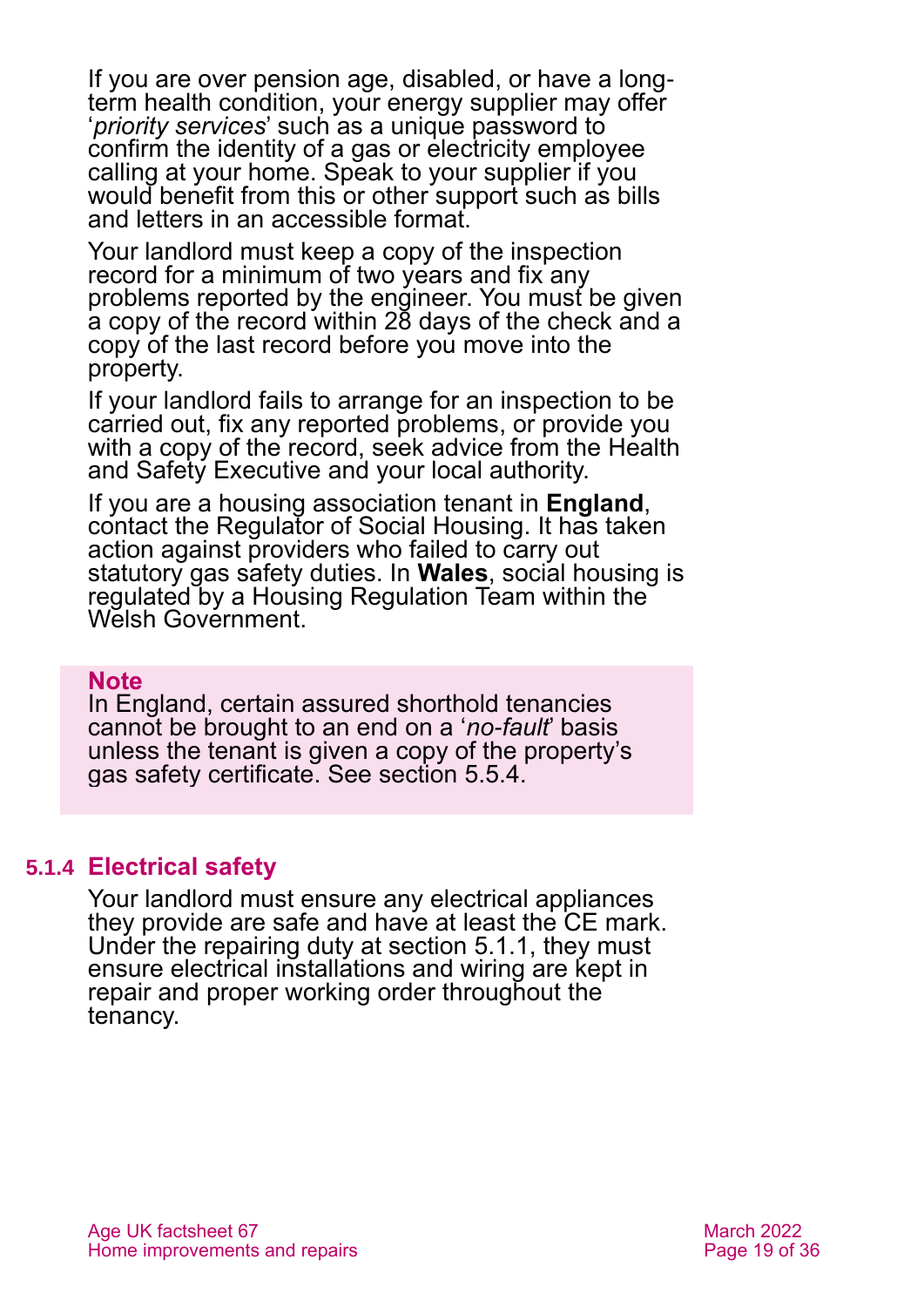If you are over pension age, disabled, or have a long-term health condition, your energy supplier may offer '*priority services*' such as a unique password to confirm the identity of a gas or electricity employee calling at your home. Speak to your supplier if you would benefit from this or other support such as bills and letters in an accessible format.

Your landlord must keep a copy of the inspection record for a minimum of two years and fix any problems reported by the engineer. You must be given a copy of the record within 28 days of the check and a copy of the last record before you move into the property.

If your landlord fails to arrange for an inspection to be carried out, fix any reported problems, or provide you with a copy of the record, seek advice from the Health and Safety Executive and your local authority.

If you are a housing association tenant in **England**, contact the Regulator of Social Housing. It has taken action against providers who failed to carry out statutory gas safety duties. In **Wales**, social housing is regulated by a Housing Regulation Team within the Welsh Government.

> **Note**
> In England, certain assured shorthold tenancies cannot be brought to an end on a '*no-fault*' basis unless the tenant is given a copy of the property's gas safety certificate. See section 5.5.4.

### 5.1.4 Electrical safety

Your landlord must ensure any electrical appliances they provide are safe and have at least the CE mark. Under the repairing duty at section 5.1.1, they must ensure electrical installations and wiring are kept in repair and proper working order throughout the tenancy.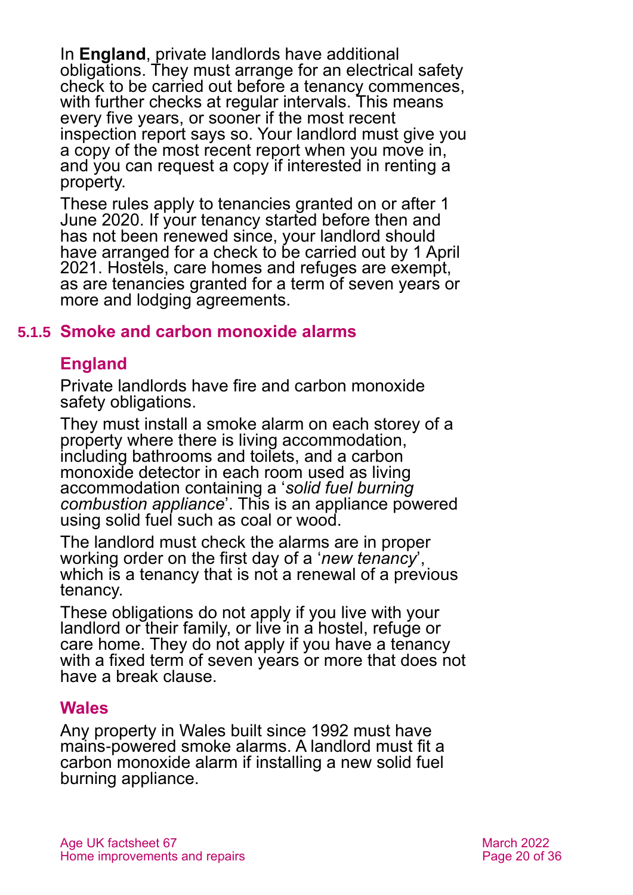In **England**, private landlords have additional obligations. They must arrange for an electrical safety check to be carried out before a tenancy commences, with further checks at regular intervals. This means every five years, or sooner if the most recent inspection report says so. Your landlord must give you a copy of the most recent report when you move in, and you can request a copy if interested in renting a property.

These rules apply to tenancies granted on or after 1 June 2020. If your tenancy started before then and has not been renewed since, your landlord should have arranged for a check to be carried out by 1 April 2021. Hostels, care homes and refuges are exempt, as are tenancies granted for a term of seven years or more and lodging agreements.

### 5.1.5 Smoke and carbon monoxide alarms

#### England

Private landlords have fire and carbon monoxide safety obligations.

They must install a smoke alarm on each storey of a property where there is living accommodation, including bathrooms and toilets, and a carbon monoxide detector in each room used as living accommodation containing a '*solid fuel burning combustion appliance*'. This is an appliance powered using solid fuel such as coal or wood.

The landlord must check the alarms are in proper working order on the first day of a '*new tenancy*', which is a tenancy that is not a renewal of a previous tenancy.

These obligations do not apply if you live with your landlord or their family, or live in a hostel, refuge or care home. They do not apply if you have a tenancy with a fixed term of seven years or more that does not have a break clause.

#### Wales

Any property in Wales built since 1992 must have mains-powered smoke alarms. A landlord must fit a carbon monoxide alarm if installing a new solid fuel burning appliance.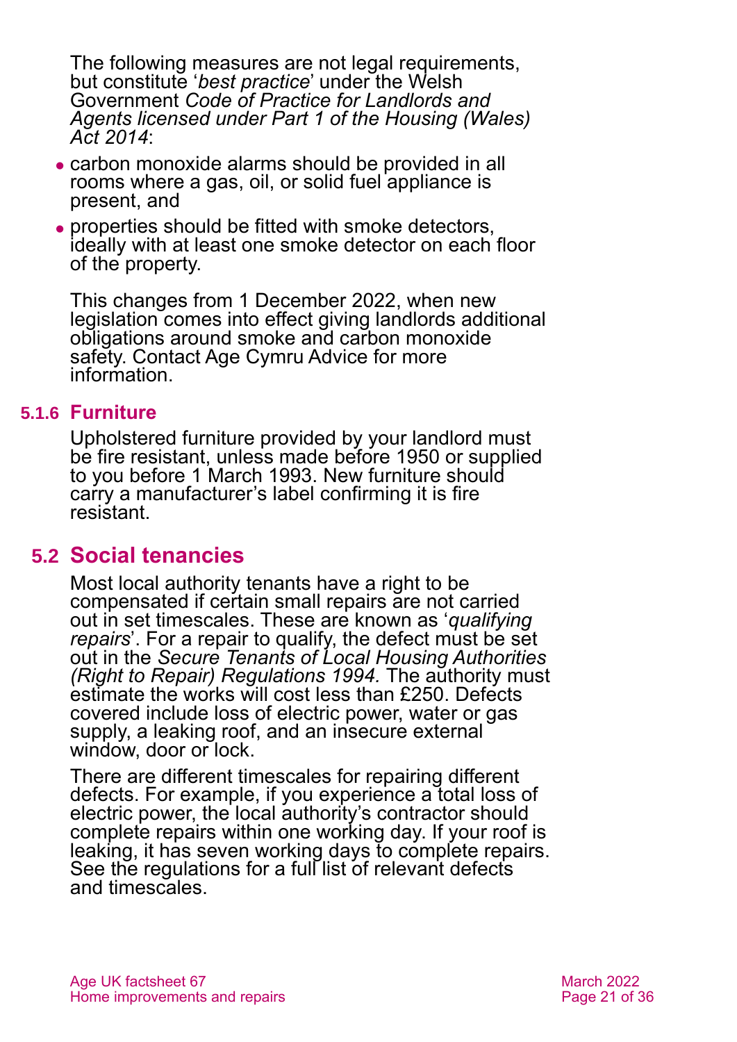The following measures are not legal requirements, but constitute '*best practice*' under the Welsh Government *Code of Practice for Landlords and Agents licensed under Part 1 of the Housing (Wales) Act 2014*:

- carbon monoxide alarms should be provided in all rooms where a gas, oil, or solid fuel appliance is present, and
- properties should be fitted with smoke detectors, ideally with at least one smoke detector on each floor of the property.

This changes from 1 December 2022, when new legislation comes into effect giving landlords additional obligations around smoke and carbon monoxide safety. Contact Age Cymru Advice for more information.

### 5.1.6 Furniture

Upholstered furniture provided by your landlord must be fire resistant, unless made before 1950 or supplied to you before 1 March 1993. New furniture should carry a manufacturer's label confirming it is fire resistant.

## 5.2 Social tenancies

Most local authority tenants have a right to be compensated if certain small repairs are not carried out in set timescales. These are known as '*qualifying repairs*'. For a repair to qualify, the defect must be set out in the *Secure Tenants of Local Housing Authorities (Right to Repair) Regulations 1994.* The authority must estimate the works will cost less than £250. Defects covered include loss of electric power, water or gas supply, a leaking roof, and an insecure external window, door or lock.

There are different timescales for repairing different defects. For example, if you experience a total loss of electric power, the local authority's contractor should complete repairs within one working day. If your roof is leaking, it has seven working days to complete repairs. See the regulations for a full list of relevant defects and timescales.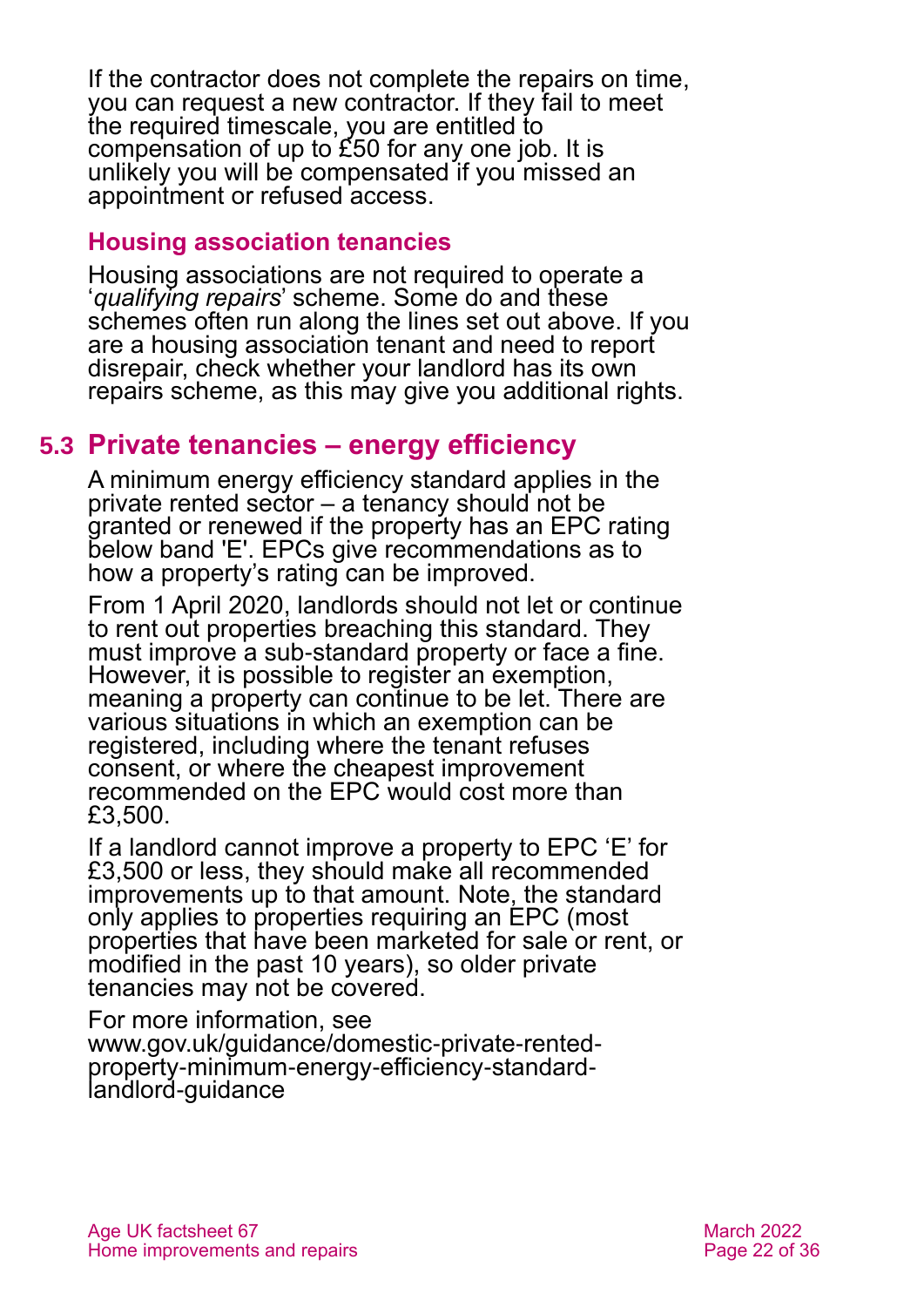If the contractor does not complete the repairs on time, you can request a new contractor. If they fail to meet the required timescale, you are entitled to compensation of up to £50 for any one job. It is unlikely you will be compensated if you missed an appointment or refused access.

### Housing association tenancies

Housing associations are not required to operate a '*qualifying repairs*' scheme. Some do and these schemes often run along the lines set out above. If you are a housing association tenant and need to report disrepair, check whether your landlord has its own repairs scheme, as this may give you additional rights.

## 5.3 Private tenancies – energy efficiency

A minimum energy efficiency standard applies in the private rented sector – a tenancy should not be granted or renewed if the property has an EPC rating below band 'E'. EPCs give recommendations as to how a property's rating can be improved.

From 1 April 2020, landlords should not let or continue to rent out properties breaching this standard. They must improve a sub-standard property or face a fine. However, it is possible to register an exemption, meaning a property can continue to be let. There are various situations in which an exemption can be registered, including where the tenant refuses consent, or where the cheapest improvement recommended on the EPC would cost more than £3,500.

If a landlord cannot improve a property to EPC 'E' for £3,500 or less, they should make all recommended improvements up to that amount. Note, the standard only applies to properties requiring an EPC (most properties that have been marketed for sale or rent, or modified in the past 10 years), so older private tenancies may not be covered.

For more information, see www.gov.uk/guidance/domestic-private-rented-property-minimum-energy-efficiency-standard-landlord-guidance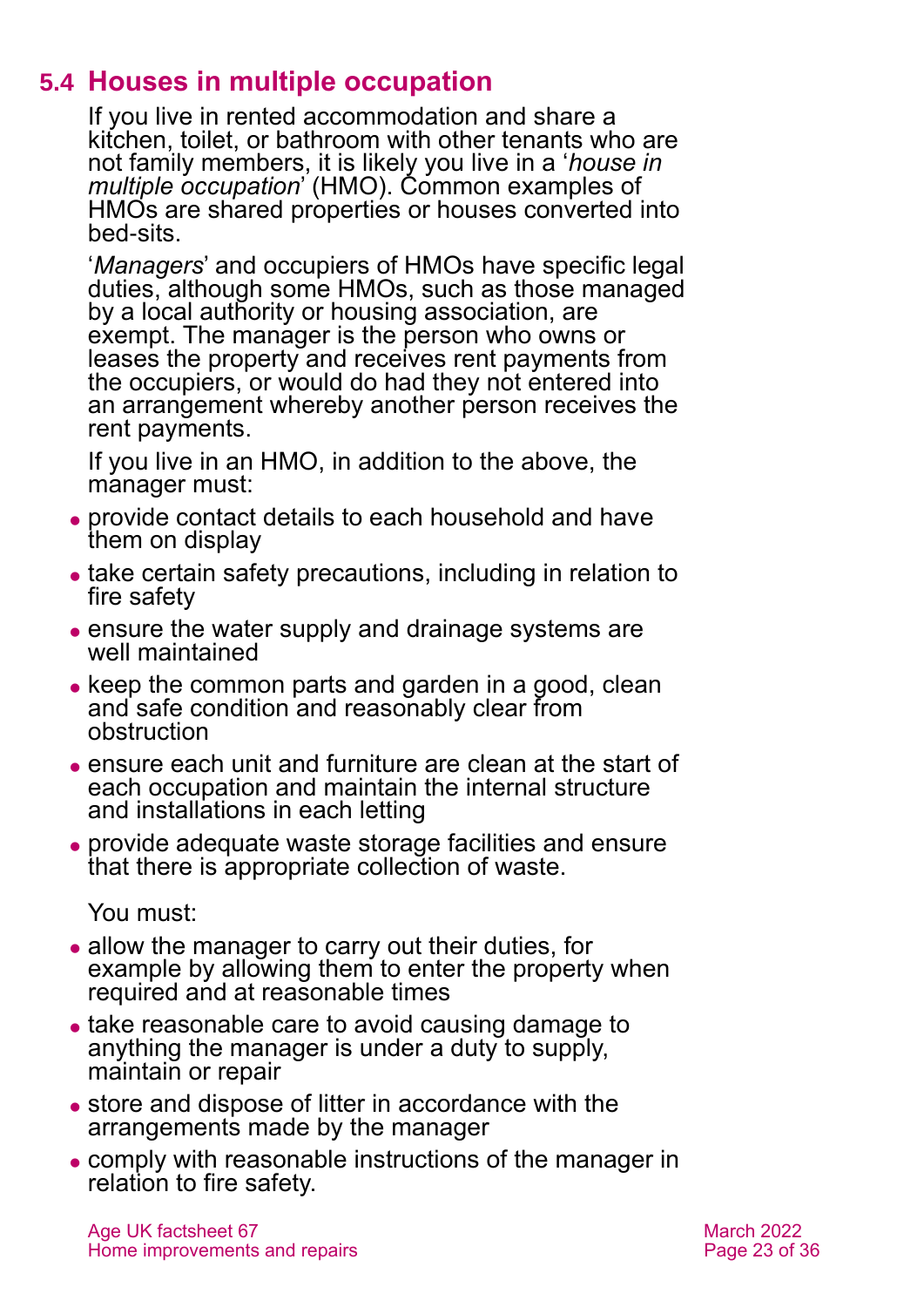## 5.4 Houses in multiple occupation

If you live in rented accommodation and share a kitchen, toilet, or bathroom with other tenants who are not family members, it is likely you live in a '*house in multiple occupation*' (HMO). Common examples of HMOs are shared properties or houses converted into bed-sits.

'*Managers*' and occupiers of HMOs have specific legal duties, although some HMOs, such as those managed by a local authority or housing association, are exempt. The manager is the person who owns or leases the property and receives rent payments from the occupiers, or would do had they not entered into an arrangement whereby another person receives the rent payments.

If you live in an HMO, in addition to the above, the manager must:

- provide contact details to each household and have them on display
- take certain safety precautions, including in relation to fire safety
- ensure the water supply and drainage systems are well maintained
- keep the common parts and garden in a good, clean and safe condition and reasonably clear from obstruction
- ensure each unit and furniture are clean at the start of each occupation and maintain the internal structure and installations in each letting
- provide adequate waste storage facilities and ensure that there is appropriate collection of waste.

You must:

- allow the manager to carry out their duties, for example by allowing them to enter the property when required and at reasonable times
- take reasonable care to avoid causing damage to anything the manager is under a duty to supply, maintain or repair
- store and dispose of litter in accordance with the arrangements made by the manager
- comply with reasonable instructions of the manager in relation to fire safety.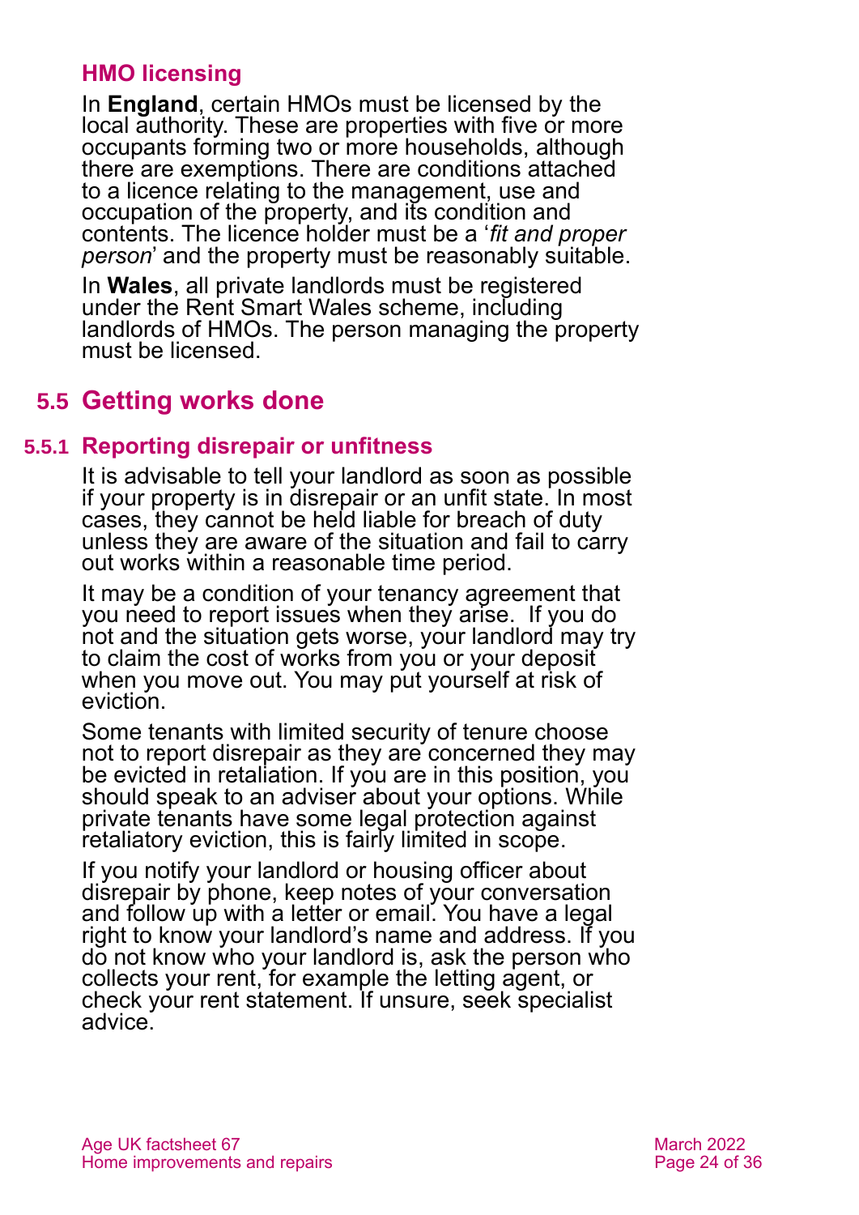### HMO licensing

In **England**, certain HMOs must be licensed by the local authority. These are properties with five or more occupants forming two or more households, although there are exemptions. There are conditions attached to a licence relating to the management, use and occupation of the property, and its condition and contents. The licence holder must be a '*fit and proper person*' and the property must be reasonably suitable.

In **Wales**, all private landlords must be registered under the Rent Smart Wales scheme, including landlords of HMOs. The person managing the property must be licensed.

## 5.5 Getting works done

### 5.5.1 Reporting disrepair or unfitness

It is advisable to tell your landlord as soon as possible if your property is in disrepair or an unfit state. In most cases, they cannot be held liable for breach of duty unless they are aware of the situation and fail to carry out works within a reasonable time period.

It may be a condition of your tenancy agreement that you need to report issues when they arise. If you do not and the situation gets worse, your landlord may try to claim the cost of works from you or your deposit when you move out. You may put yourself at risk of eviction.

Some tenants with limited security of tenure choose not to report disrepair as they are concerned they may be evicted in retaliation. If you are in this position, you should speak to an adviser about your options. While private tenants have some legal protection against retaliatory eviction, this is fairly limited in scope.

If you notify your landlord or housing officer about disrepair by phone, keep notes of your conversation and follow up with a letter or email. You have a legal right to know your landlord's name and address. If you do not know who your landlord is, ask the person who collects your rent, for example the letting agent, or check your rent statement. If unsure, seek specialist advice.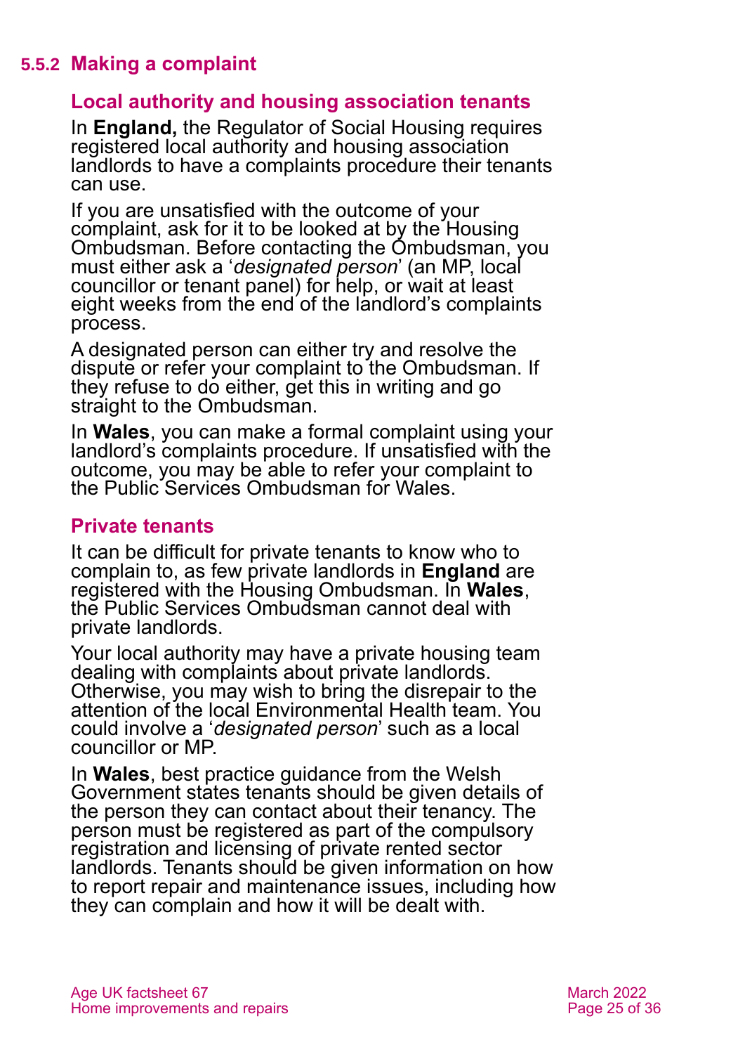### 5.5.2 Making a complaint

#### Local authority and housing association tenants

In **England,** the Regulator of Social Housing requires registered local authority and housing association landlords to have a complaints procedure their tenants can use.

If you are unsatisfied with the outcome of your complaint, ask for it to be looked at by the Housing Ombudsman. Before contacting the Ombudsman, you must either ask a '*designated person*' (an MP, local councillor or tenant panel) for help, or wait at least eight weeks from the end of the landlord's complaints process.

A designated person can either try and resolve the dispute or refer your complaint to the Ombudsman. If they refuse to do either, get this in writing and go straight to the Ombudsman.

In **Wales**, you can make a formal complaint using your landlord's complaints procedure. If unsatisfied with the outcome, you may be able to refer your complaint to the Public Services Ombudsman for Wales.

#### Private tenants

It can be difficult for private tenants to know who to complain to, as few private landlords in **England** are registered with the Housing Ombudsman. In **Wales**, the Public Services Ombudsman cannot deal with private landlords.

Your local authority may have a private housing team dealing with complaints about private landlords. Otherwise, you may wish to bring the disrepair to the attention of the local Environmental Health team. You could involve a '*designated person*' such as a local councillor or MP.

In **Wales**, best practice guidance from the Welsh Government states tenants should be given details of the person they can contact about their tenancy. The person must be registered as part of the compulsory registration and licensing of private rented sector landlords. Tenants should be given information on how to report repair and maintenance issues, including how they can complain and how it will be dealt with.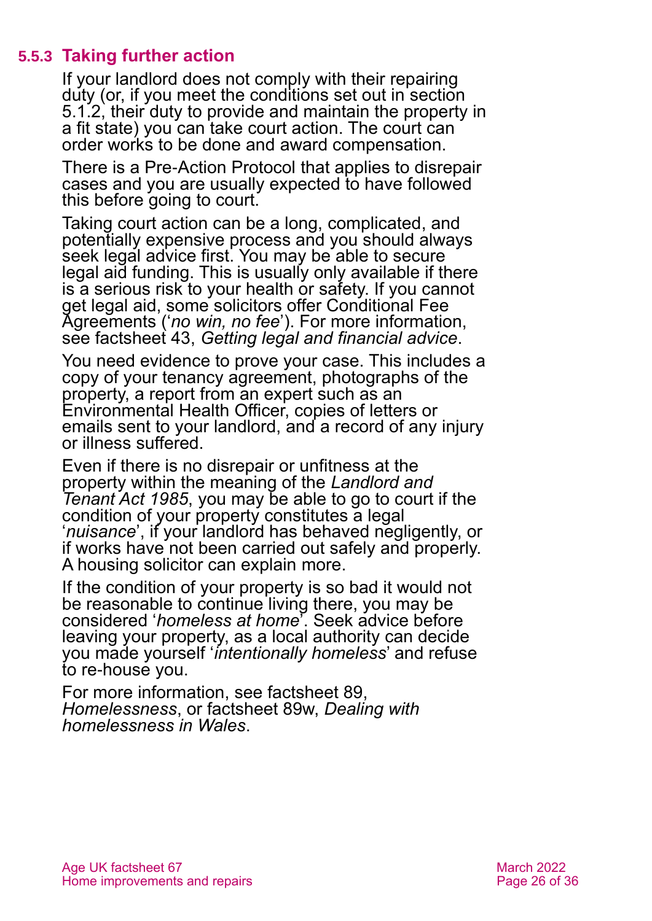### 5.5.3 Taking further action

If your landlord does not comply with their repairing duty (or, if you meet the conditions set out in section 5.1.2, their duty to provide and maintain the property in a fit state) you can take court action. The court can order works to be done and award compensation.

There is a Pre-Action Protocol that applies to disrepair cases and you are usually expected to have followed this before going to court.

Taking court action can be a long, complicated, and potentially expensive process and you should always seek legal advice first. You may be able to secure legal aid funding. This is usually only available if there is a serious risk to your health or safety. If you cannot get legal aid, some solicitors offer Conditional Fee Agreements ('*no win, no fee*'). For more information, see factsheet 43, *Getting legal and financial advice*.

You need evidence to prove your case. This includes a copy of your tenancy agreement, photographs of the property, a report from an expert such as an Environmental Health Officer, copies of letters or emails sent to your landlord, and a record of any injury or illness suffered.

Even if there is no disrepair or unfitness at the property within the meaning of the *Landlord and Tenant Act 1985*, you may be able to go to court if the condition of your property constitutes a legal '*nuisance*', if your landlord has behaved negligently, or if works have not been carried out safely and properly. A housing solicitor can explain more.

If the condition of your property is so bad it would not be reasonable to continue living there, you may be considered '*homeless at home*'. Seek advice before leaving your property, as a local authority can decide you made yourself '*intentionally homeless*' and refuse to re-house you.

For more information, see factsheet 89, *Homelessness*, or factsheet 89w, *Dealing with homelessness in Wales*.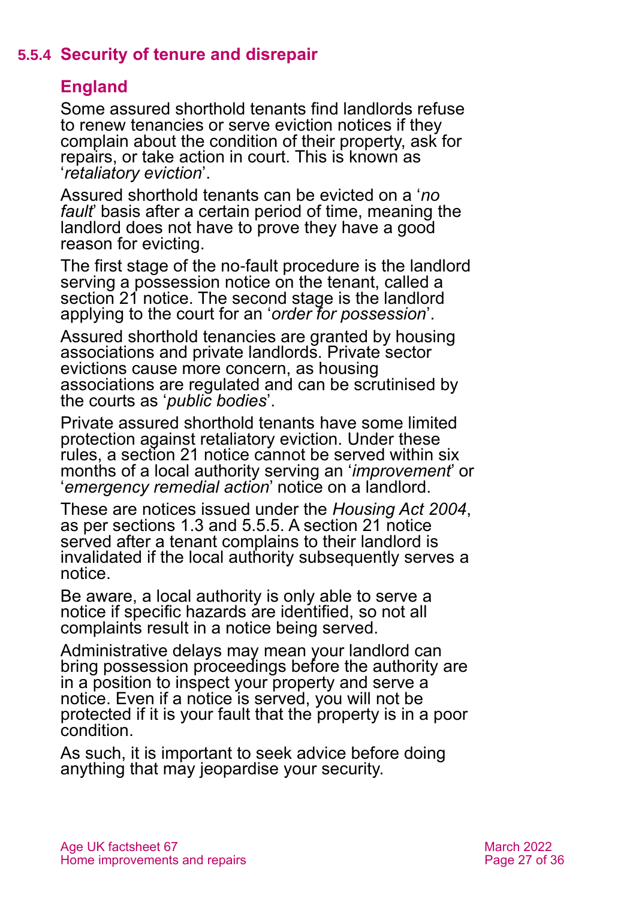### 5.5.4 Security of tenure and disrepair

#### England

Some assured shorthold tenants find landlords refuse to renew tenancies or serve eviction notices if they complain about the condition of their property, ask for repairs, or take action in court. This is known as '*retaliatory eviction*'.

Assured shorthold tenants can be evicted on a '*no fault*' basis after a certain period of time, meaning the landlord does not have to prove they have a good reason for evicting.

The first stage of the no-fault procedure is the landlord serving a possession notice on the tenant, called a section 21 notice. The second stage is the landlord applying to the court for an '*order for possession*'.

Assured shorthold tenancies are granted by housing associations and private landlords. Private sector evictions cause more concern, as housing associations are regulated and can be scrutinised by the courts as '*public bodies*'.

Private assured shorthold tenants have some limited protection against retaliatory eviction. Under these rules, a section 21 notice cannot be served within six months of a local authority serving an '*improvement*' or '*emergency remedial action*' notice on a landlord.

These are notices issued under the *Housing Act 2004*, as per sections 1.3 and 5.5.5. A section 21 notice served after a tenant complains to their landlord is invalidated if the local authority subsequently serves a notice.

Be aware, a local authority is only able to serve a notice if specific hazards are identified, so not all complaints result in a notice being served.

Administrative delays may mean your landlord can bring possession proceedings before the authority are in a position to inspect your property and serve a notice. Even if a notice is served, you will not be protected if it is your fault that the property is in a poor condition.

As such, it is important to seek advice before doing anything that may jeopardise your security.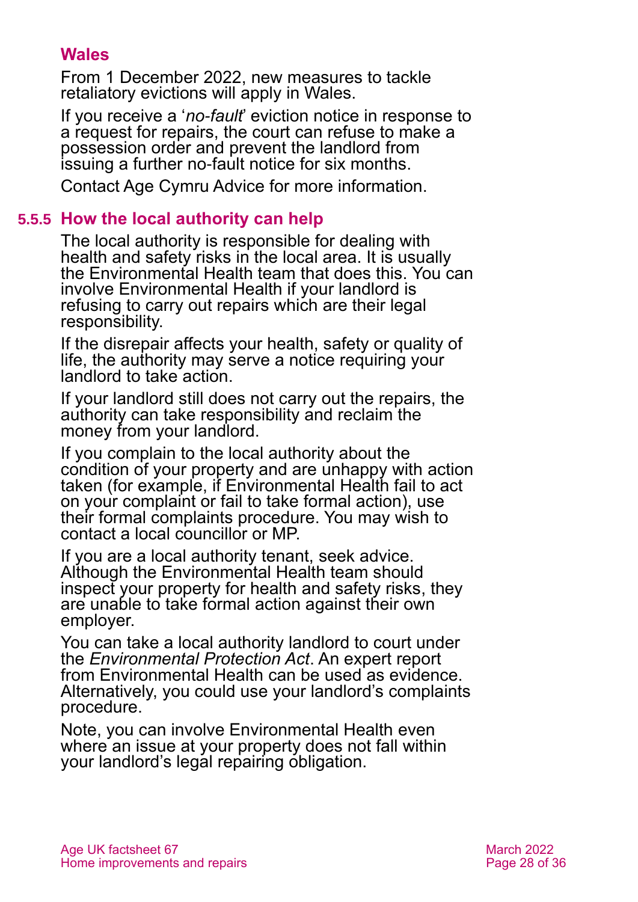### Wales

From 1 December 2022, new measures to tackle retaliatory evictions will apply in Wales.

If you receive a '*no-fault*' eviction notice in response to a request for repairs, the court can refuse to make a possession order and prevent the landlord from issuing a further no-fault notice for six months.

Contact Age Cymru Advice for more information.

### 5.5.5 How the local authority can help

The local authority is responsible for dealing with health and safety risks in the local area. It is usually the Environmental Health team that does this. You can involve Environmental Health if your landlord is refusing to carry out repairs which are their legal responsibility.

If the disrepair affects your health, safety or quality of life, the authority may serve a notice requiring your landlord to take action.

If your landlord still does not carry out the repairs, the authority can take responsibility and reclaim the money from your landlord.

If you complain to the local authority about the condition of your property and are unhappy with action taken (for example, if Environmental Health fail to act on your complaint or fail to take formal action), use their formal complaints procedure. You may wish to contact a local councillor or MP.

If you are a local authority tenant, seek advice. Although the Environmental Health team should inspect your property for health and safety risks, they are unable to take formal action against their own employer.

You can take a local authority landlord to court under the *Environmental Protection Act*. An expert report from Environmental Health can be used as evidence. Alternatively, you could use your landlord's complaints procedure.

Note, you can involve Environmental Health even where an issue at your property does not fall within your landlord's legal repairing obligation.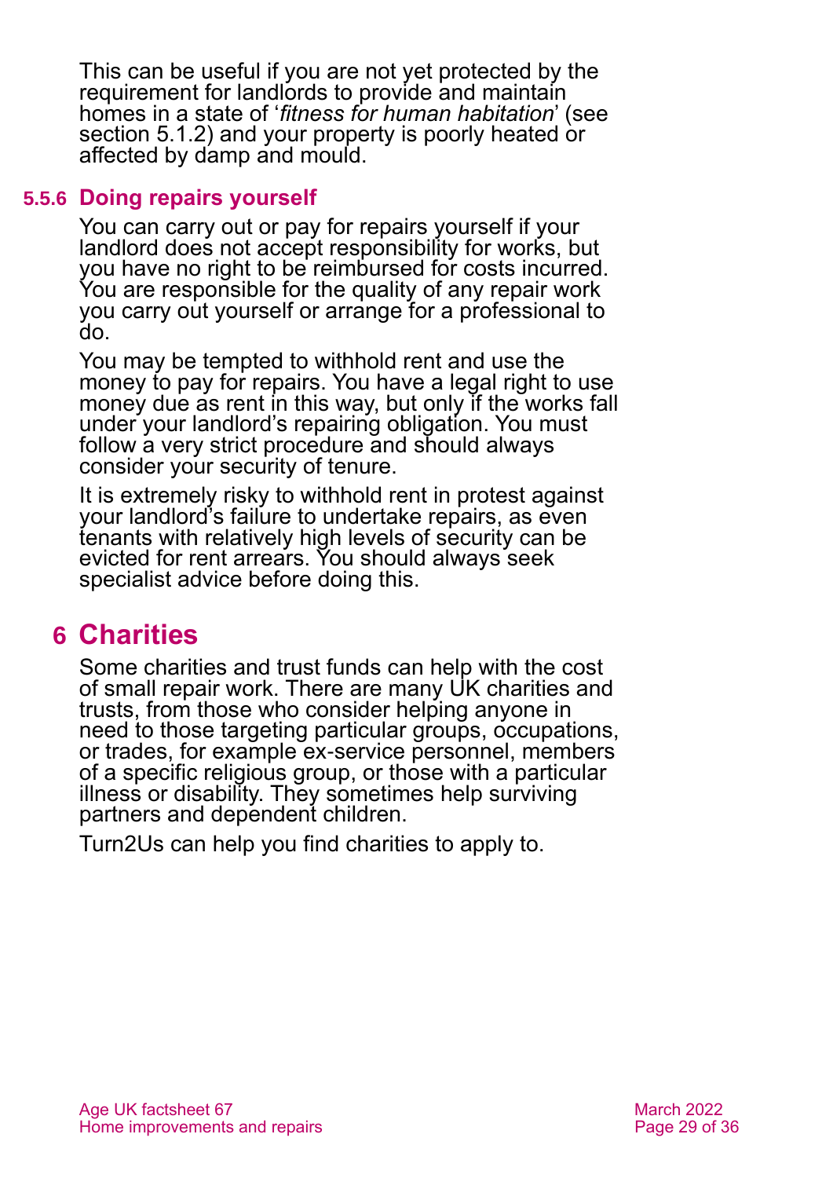This can be useful if you are not yet protected by the requirement for landlords to provide and maintain homes in a state of '*fitness for human habitation*' (see section 5.1.2) and your property is poorly heated or affected by damp and mould.

### 5.5.6 Doing repairs yourself

You can carry out or pay for repairs yourself if your landlord does not accept responsibility for works, but you have no right to be reimbursed for costs incurred. You are responsible for the quality of any repair work you carry out yourself or arrange for a professional to do.

You may be tempted to withhold rent and use the money to pay for repairs. You have a legal right to use money due as rent in this way, but only if the works fall under your landlord's repairing obligation. You must follow a very strict procedure and should always consider your security of tenure.

It is extremely risky to withhold rent in protest against your landlord's failure to undertake repairs, as even tenants with relatively high levels of security can be evicted for rent arrears. You should always seek specialist advice before doing this.

# 6 Charities

Some charities and trust funds can help with the cost of small repair work. There are many UK charities and trusts, from those who consider helping anyone in need to those targeting particular groups, occupations, or trades, for example ex-service personnel, members of a specific religious group, or those with a particular illness or disability. They sometimes help surviving partners and dependent children.

Turn2Us can help you find charities to apply to.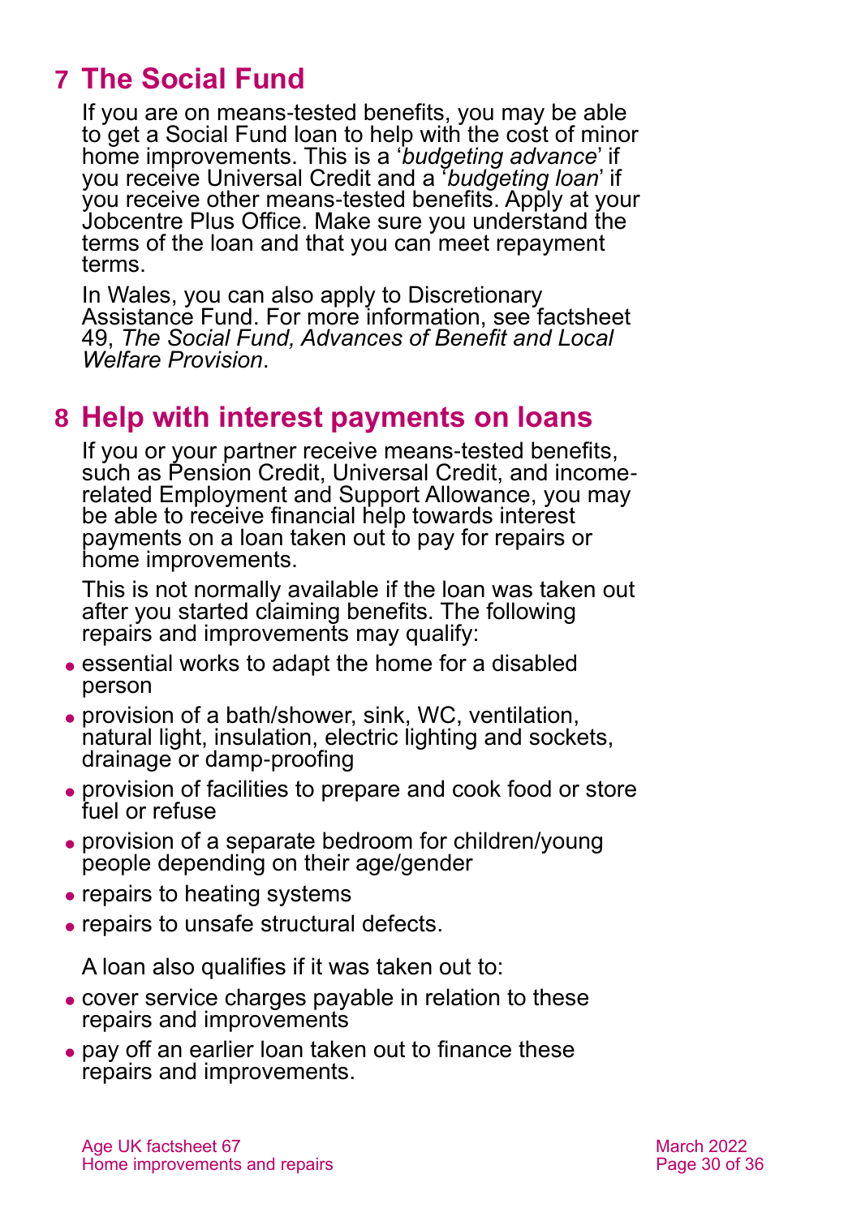## 7 The Social Fund

If you are on means-tested benefits, you may be able to get a Social Fund loan to help with the cost of minor home improvements. This is a '*budgeting advance*' if you receive Universal Credit and a '*budgeting loan*' if you receive other means-tested benefits. Apply at your Jobcentre Plus Office. Make sure you understand the terms of the loan and that you can meet repayment terms.

In Wales, you can also apply to Discretionary Assistance Fund. For more information, see factsheet 49, *The Social Fund, Advances of Benefit and Local Welfare Provision*.

## 8 Help with interest payments on loans

If you or your partner receive means-tested benefits, such as Pension Credit, Universal Credit, and income-related Employment and Support Allowance, you may be able to receive financial help towards interest payments on a loan taken out to pay for repairs or home improvements.

This is not normally available if the loan was taken out after you started claiming benefits. The following repairs and improvements may qualify:

- essential works to adapt the home for a disabled person
- provision of a bath/shower, sink, WC, ventilation, natural light, insulation, electric lighting and sockets, drainage or damp-proofing
- provision of facilities to prepare and cook food or store fuel or refuse
- provision of a separate bedroom for children/young people depending on their age/gender
- repairs to heating systems
- repairs to unsafe structural defects.

A loan also qualifies if it was taken out to:

- cover service charges payable in relation to these repairs and improvements
- pay off an earlier loan taken out to finance these repairs and improvements.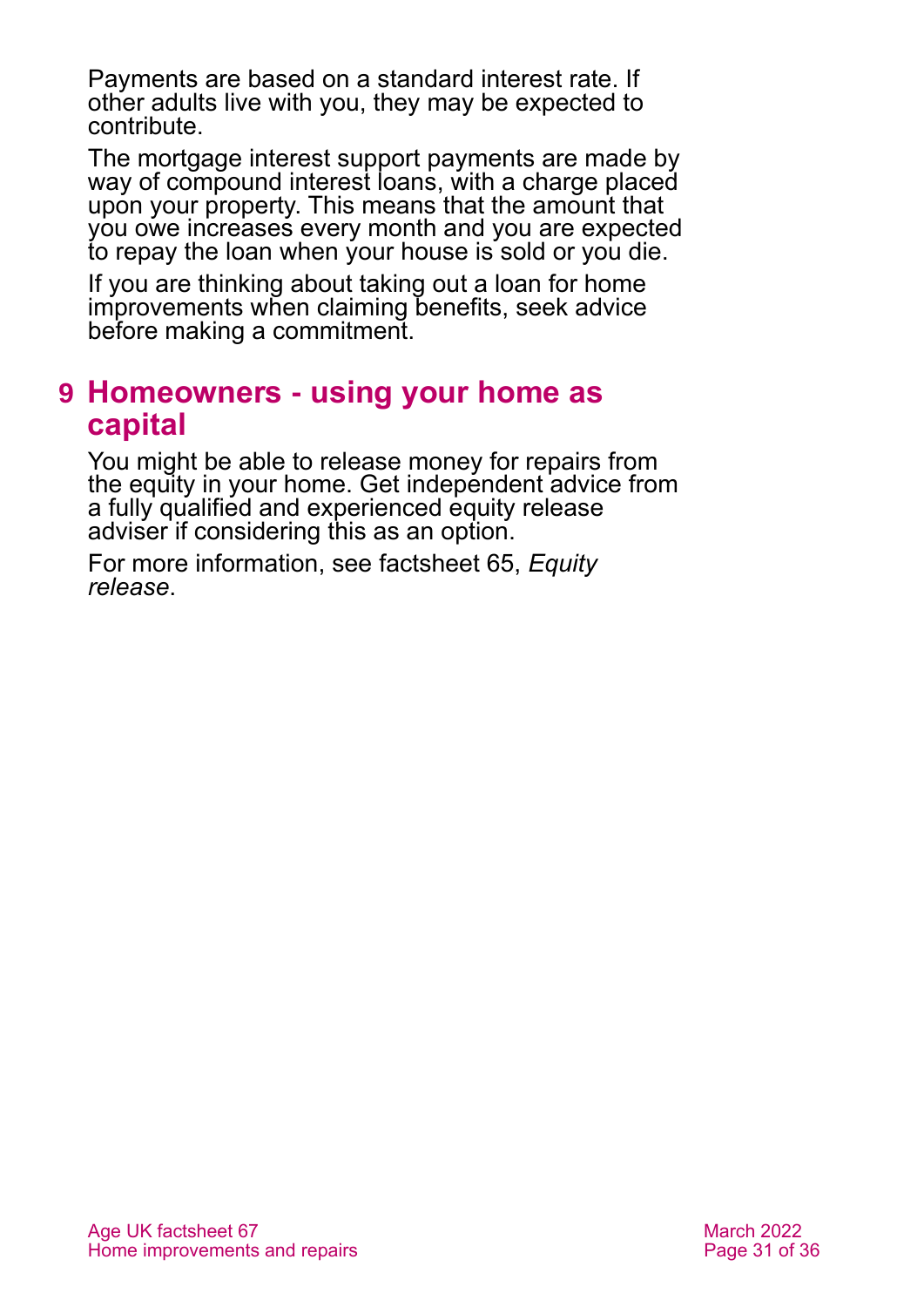Payments are based on a standard interest rate. If other adults live with you, they may be expected to contribute.

The mortgage interest support payments are made by way of compound interest loans, with a charge placed upon your property. This means that the amount that you owe increases every month and you are expected to repay the loan when your house is sold or you die.

If you are thinking about taking out a loan for home improvements when claiming benefits, seek advice before making a commitment.

## 9 Homeowners - using your home as capital

You might be able to release money for repairs from the equity in your home. Get independent advice from a fully qualified and experienced equity release adviser if considering this as an option.

For more information, see factsheet 65, *Equity release*.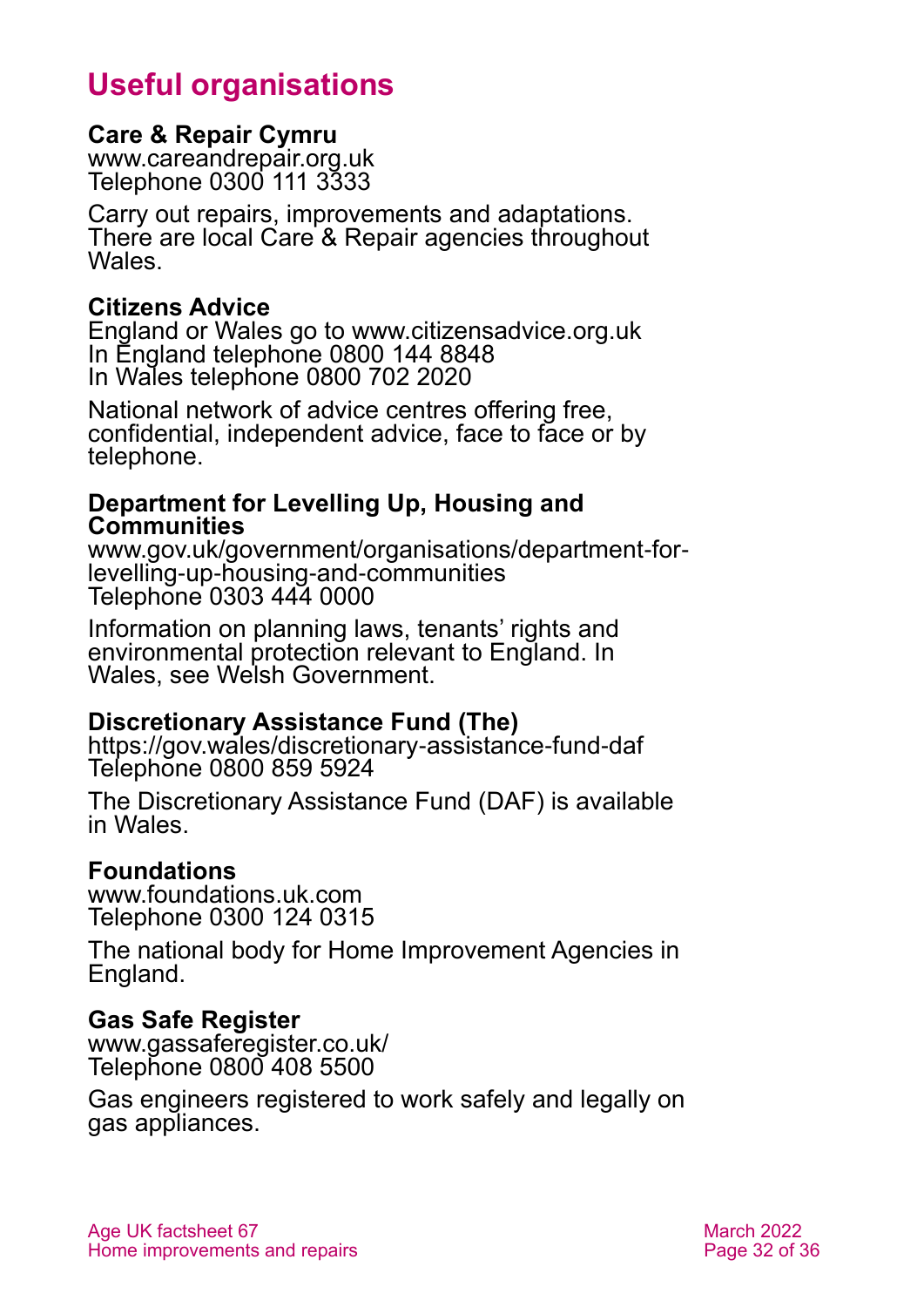## Useful organisations

**Care & Repair Cymru**
www.careandrepair.org.uk
Telephone 0300 111 3333

Carry out repairs, improvements and adaptations. There are local Care & Repair agencies throughout Wales.

**Citizens Advice**
England or Wales go to www.citizensadvice.org.uk
In England telephone 0800 144 8848
In Wales telephone 0800 702 2020

National network of advice centres offering free, confidential, independent advice, face to face or by telephone.

**Department for Levelling Up, Housing and Communities**
www.gov.uk/government/organisations/department-for-levelling-up-housing-and-communities
Telephone 0303 444 0000

Information on planning laws, tenants' rights and environmental protection relevant to England. In Wales, see Welsh Government.

**Discretionary Assistance Fund (The)**
https://gov.wales/discretionary-assistance-fund-daf
Telephone 0800 859 5924

The Discretionary Assistance Fund (DAF) is available in Wales.

**Foundations**
www.foundations.uk.com
Telephone 0300 124 0315

The national body for Home Improvement Agencies in England.

**Gas Safe Register**
www.gassaferegister.co.uk/
Telephone 0800 408 5500

Gas engineers registered to work safely and legally on gas appliances.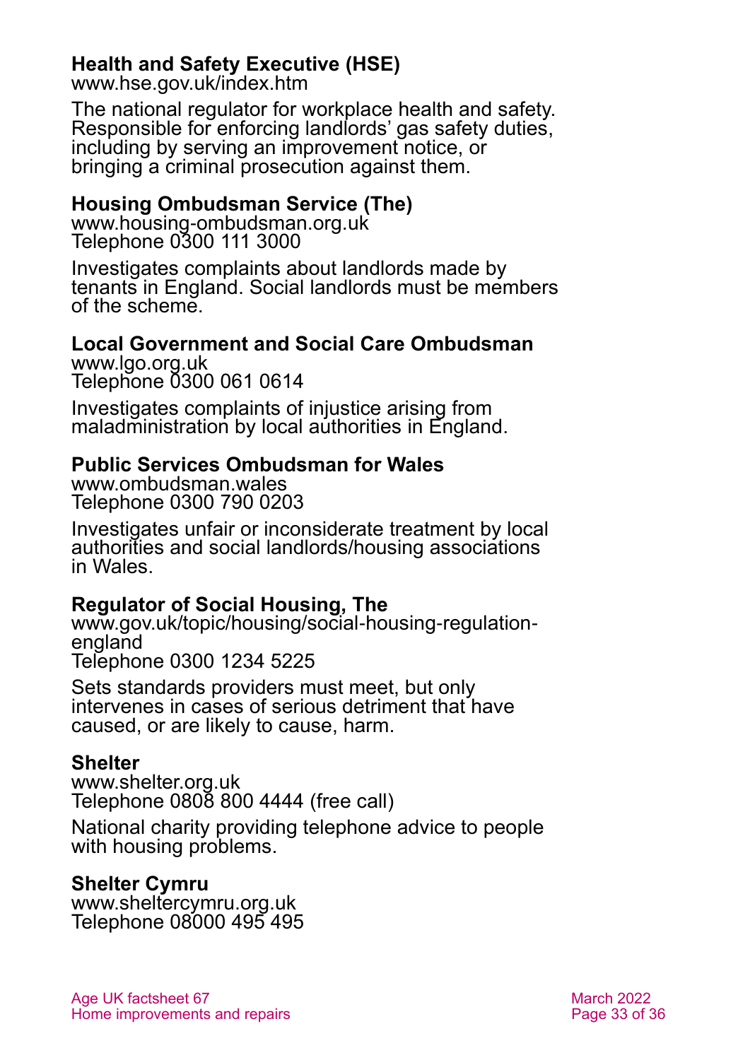**Health and Safety Executive (HSE)**
www.hse.gov.uk/index.htm

The national regulator for workplace health and safety. Responsible for enforcing landlords' gas safety duties, including by serving an improvement notice, or bringing a criminal prosecution against them.

**Housing Ombudsman Service (The)**
www.housing-ombudsman.org.uk
Telephone 0300 111 3000

Investigates complaints about landlords made by tenants in England. Social landlords must be members of the scheme.

**Local Government and Social Care Ombudsman**
www.lgo.org.uk
Telephone 0300 061 0614

Investigates complaints of injustice arising from maladministration by local authorities in England.

**Public Services Ombudsman for Wales**
www.ombudsman.wales
Telephone 0300 790 0203

Investigates unfair or inconsiderate treatment by local authorities and social landlords/housing associations in Wales.

**Regulator of Social Housing, The**
www.gov.uk/topic/housing/social-housing-regulation-england
Telephone 0300 1234 5225

Sets standards providers must meet, but only intervenes in cases of serious detriment that have caused, or are likely to cause, harm.

**Shelter**
www.shelter.org.uk
Telephone 0808 800 4444 (free call)

National charity providing telephone advice to people with housing problems.

**Shelter Cymru**
www.sheltercymru.org.uk
Telephone 08000 495 495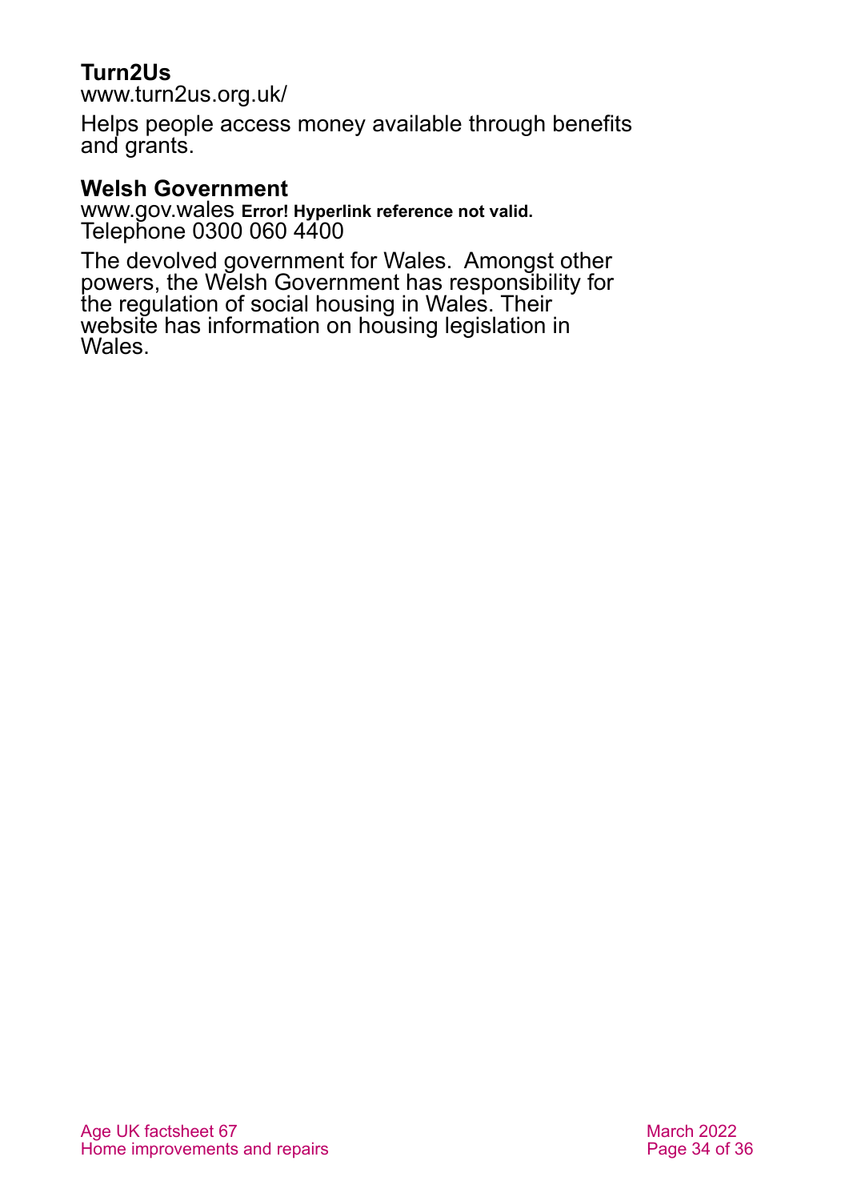**Turn2Us**
www.turn2us.org.uk/

Helps people access money available through benefits and grants.

**Welsh Government**
www.gov.wales **Error! Hyperlink reference not valid.**
Telephone 0300 060 4400

The devolved government for Wales. Amongst other powers, the Welsh Government has responsibility for the regulation of social housing in Wales. Their website has information on housing legislation in Wales.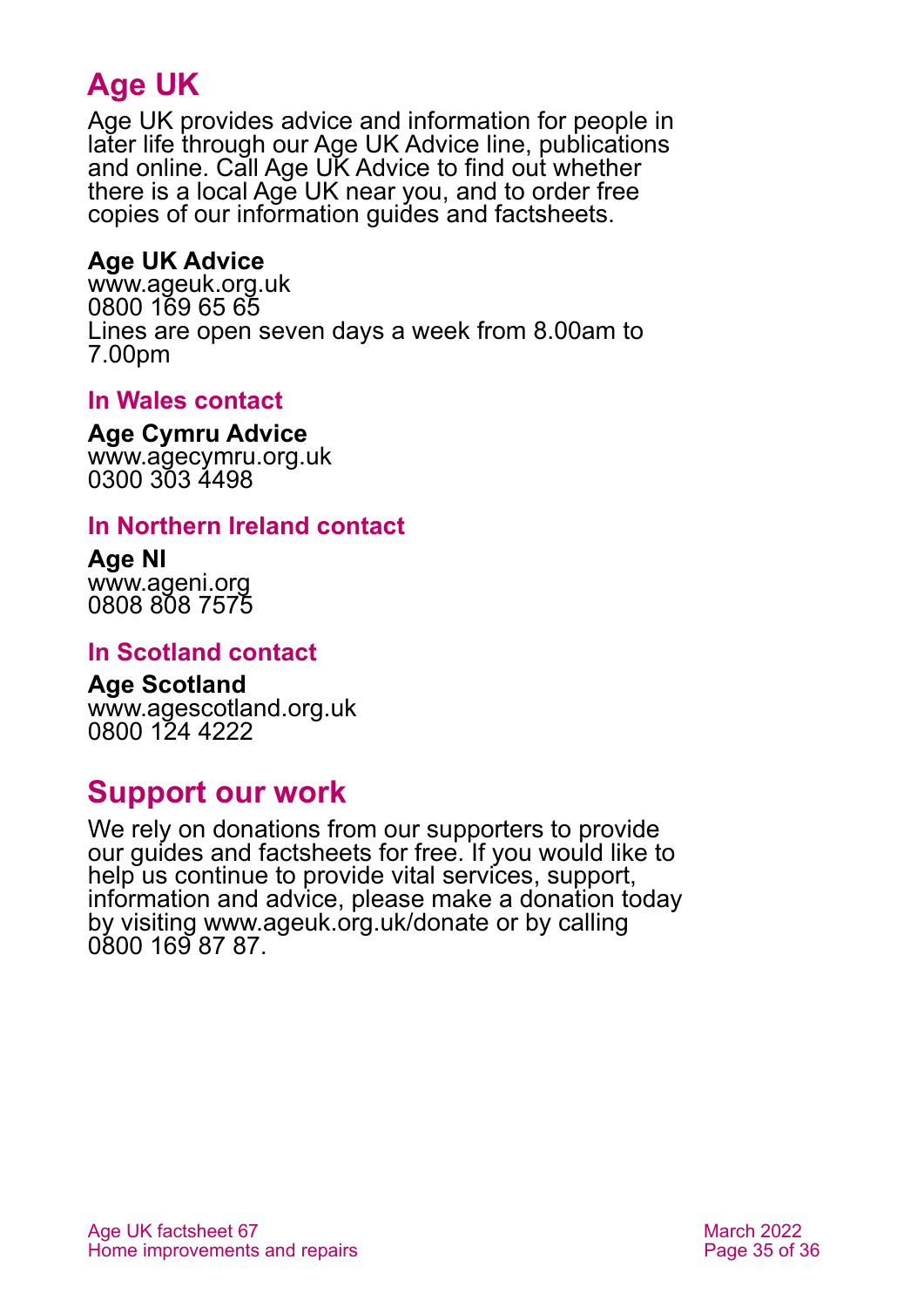# Age UK

Age UK provides advice and information for people in later life through our Age UK Advice line, publications and online. Call Age UK Advice to find out whether there is a local Age UK near you, and to order free copies of our information guides and factsheets.

**Age UK Advice**
www.ageuk.org.uk
0800 169 65 65
Lines are open seven days a week from 8.00am to 7.00pm

### In Wales contact

**Age Cymru Advice**
www.agecymru.org.uk
0300 303 4498

### In Northern Ireland contact

**Age NI**
www.ageni.org
0808 808 7575

### In Scotland contact

**Age Scotland**
www.agescotland.org.uk
0800 124 4222

# Support our work

We rely on donations from our supporters to provide our guides and factsheets for free. If you would like to help us continue to provide vital services, support, information and advice, please make a donation today by visiting www.ageuk.org.uk/donate or by calling 0800 169 87 87.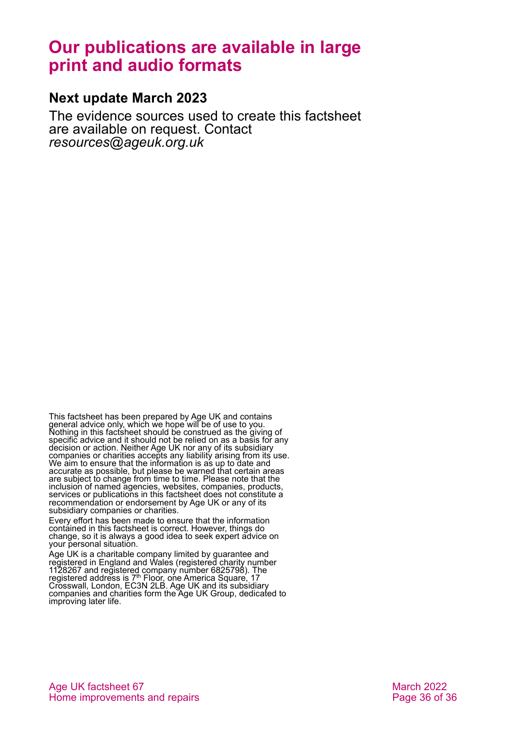# Our publications are available in large print and audio formats

## Next update March 2023

The evidence sources used to create this factsheet are available on request. Contact *resources@ageuk.org.uk*

This factsheet has been prepared by Age UK and contains general advice only, which we hope will be of use to you. Nothing in this factsheet should be construed as the giving of specific advice and it should not be relied on as a basis for any decision or action. Neither Age UK nor any of its subsidiary companies or charities accepts any liability arising from its use. We aim to ensure that the information is as up to date and accurate as possible, but please be warned that certain areas are subject to change from time to time. Please note that the inclusion of named agencies, websites, companies, products, services or publications in this factsheet does not constitute a recommendation or endorsement by Age UK or any of its subsidiary companies or charities.

Every effort has been made to ensure that the information contained in this factsheet is correct. However, things do change, so it is always a good idea to seek expert advice on your personal situation.

Age UK is a charitable company limited by guarantee and registered in England and Wales (registered charity number 1128267 and registered company number 6825798). The registered address is 7th Floor, one America Square, 17 Crosswall, London, EC3N 2LB. Age UK and its subsidiary companies and charities form the Age UK Group, dedicated to improving later life.